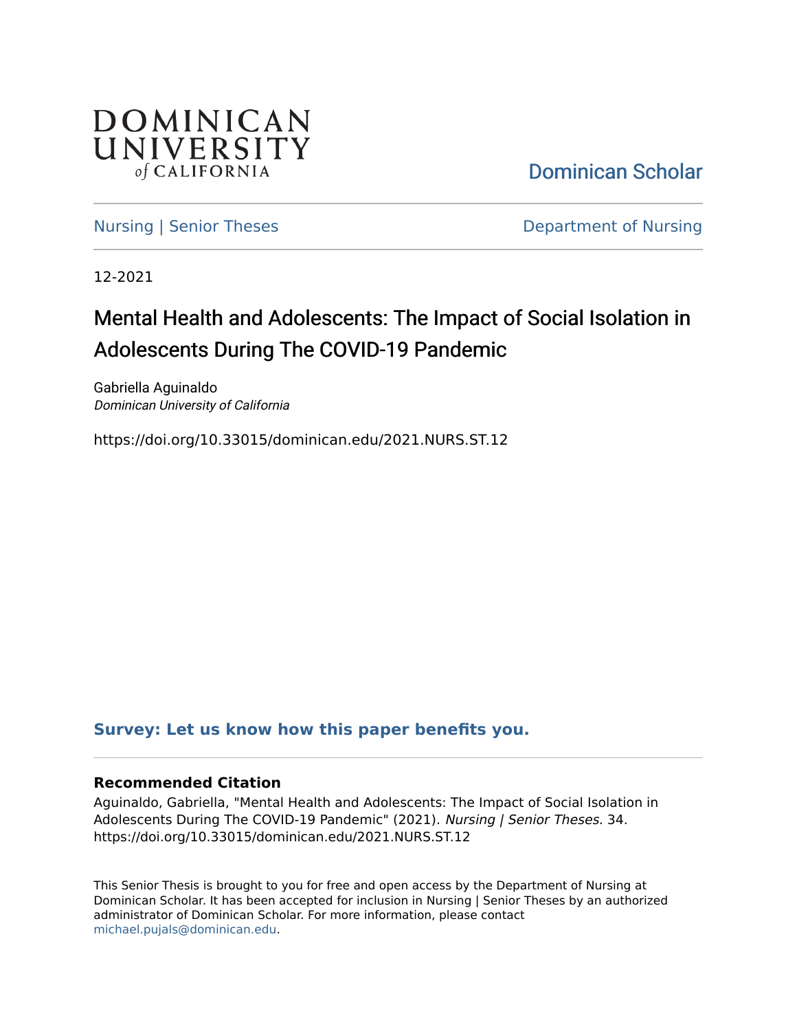DOMINICAN UNIVERSITY *of* CALIFORNIA

Dominican Scholar

Nursing | Senior Theses

Department of Nursing

12-2021

# Mental Health and Adolescents: The Impact of Social Isolation in Adolescents During The COVID-19 Pandemic

Gabriella Aguinaldo
*Dominican University of California*

https://doi.org/10.33015/dominican.edu/2021.NURS.ST.12

**Survey: Let us know how this paper benefits you.**

### Recommended Citation

Aguinaldo, Gabriella, "Mental Health and Adolescents: The Impact of Social Isolation in Adolescents During The COVID-19 Pandemic" (2021). *Nursing | Senior Theses*. 34.
https://doi.org/10.33015/dominican.edu/2021.NURS.ST.12

This Senior Thesis is brought to you for free and open access by the Department of Nursing at Dominican Scholar. It has been accepted for inclusion in Nursing | Senior Theses by an authorized administrator of Dominican Scholar. For more information, please contact michael.pujals@dominican.edu.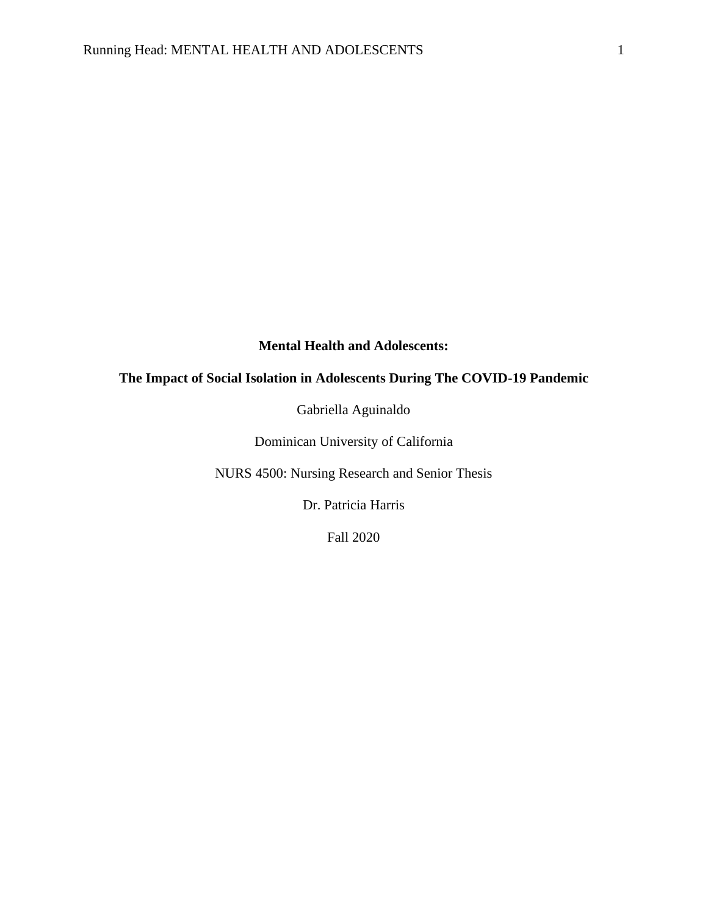**Mental Health and Adolescents:**

**The Impact of Social Isolation in Adolescents During The COVID-19 Pandemic**

Gabriella Aguinaldo

Dominican University of California

NURS 4500: Nursing Research and Senior Thesis

Dr. Patricia Harris

Fall 2020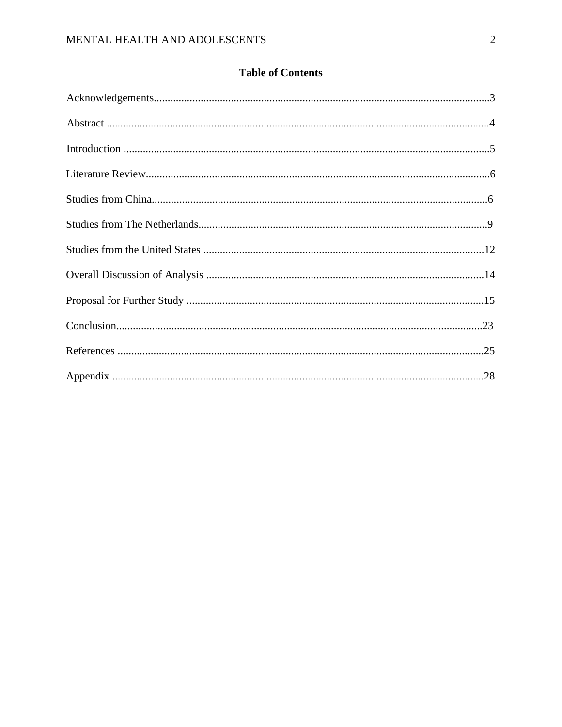**Table of Contents**

Acknowledgements....................................................................................................................3

Abstract ....................................................................................................................................4

Introduction ..............................................................................................................................5

Literature Review......................................................................................................................6

Studies from China...................................................................................................................6

Studies from The Netherlands...................................................................................................9

Studies from the United States ...............................................................................................12

Overall Discussion of Analysis ...............................................................................................14

Proposal for Further Study .....................................................................................................15

Conclusion..............................................................................................................................23

References ..............................................................................................................................25

Appendix ................................................................................................................................28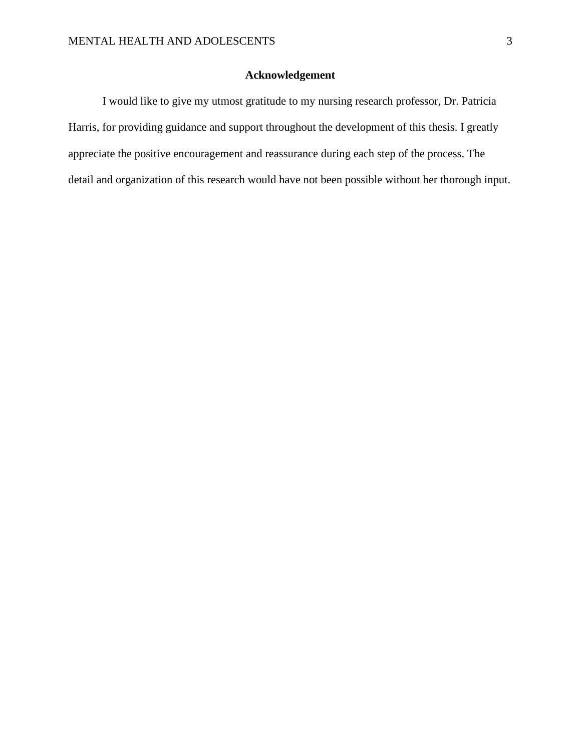## Acknowledgement

I would like to give my utmost gratitude to my nursing research professor, Dr. Patricia Harris, for providing guidance and support throughout the development of this thesis. I greatly appreciate the positive encouragement and reassurance during each step of the process. The detail and organization of this research would have not been possible without her thorough input.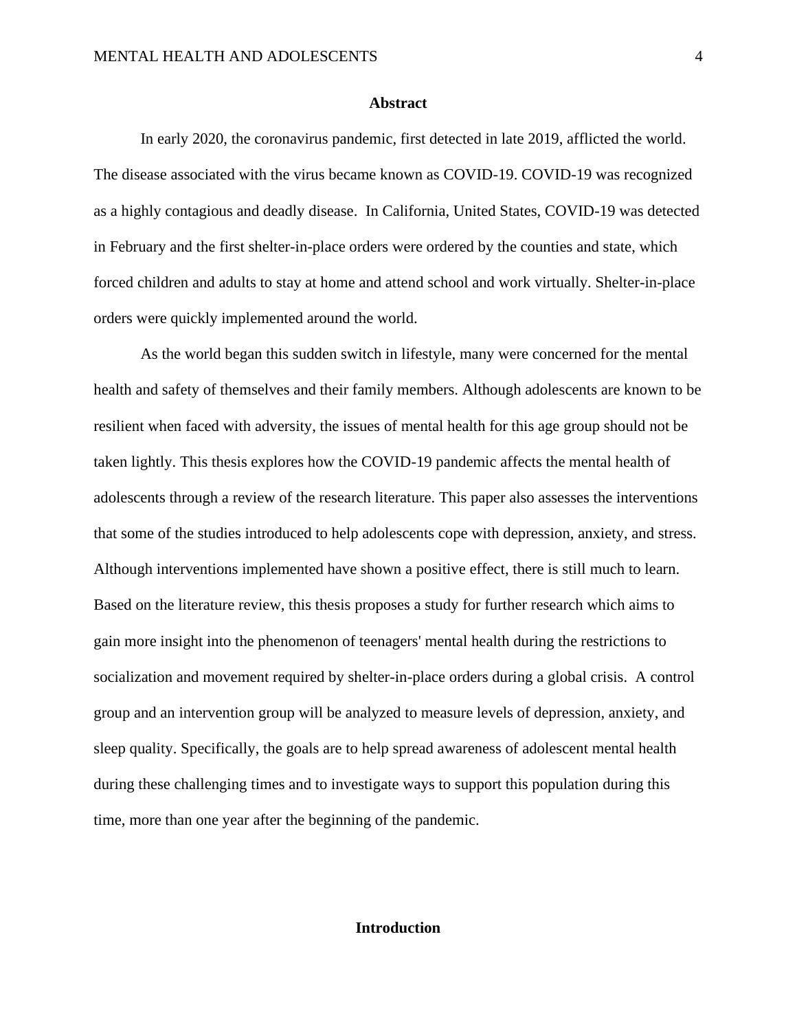## Abstract

In early 2020, the coronavirus pandemic, first detected in late 2019, afflicted the world. The disease associated with the virus became known as COVID-19. COVID-19 was recognized as a highly contagious and deadly disease.  In California, United States, COVID-19 was detected in February and the first shelter-in-place orders were ordered by the counties and state, which forced children and adults to stay at home and attend school and work virtually. Shelter-in-place orders were quickly implemented around the world.

As the world began this sudden switch in lifestyle, many were concerned for the mental health and safety of themselves and their family members. Although adolescents are known to be resilient when faced with adversity, the issues of mental health for this age group should not be taken lightly. This thesis explores how the COVID-19 pandemic affects the mental health of adolescents through a review of the research literature. This paper also assesses the interventions that some of the studies introduced to help adolescents cope with depression, anxiety, and stress. Although interventions implemented have shown a positive effect, there is still much to learn. Based on the literature review, this thesis proposes a study for further research which aims to gain more insight into the phenomenon of teenagers' mental health during the restrictions to socialization and movement required by shelter-in-place orders during a global crisis.  A control group and an intervention group will be analyzed to measure levels of depression, anxiety, and sleep quality. Specifically, the goals are to help spread awareness of adolescent mental health during these challenging times and to investigate ways to support this population during this time, more than one year after the beginning of the pandemic.

## Introduction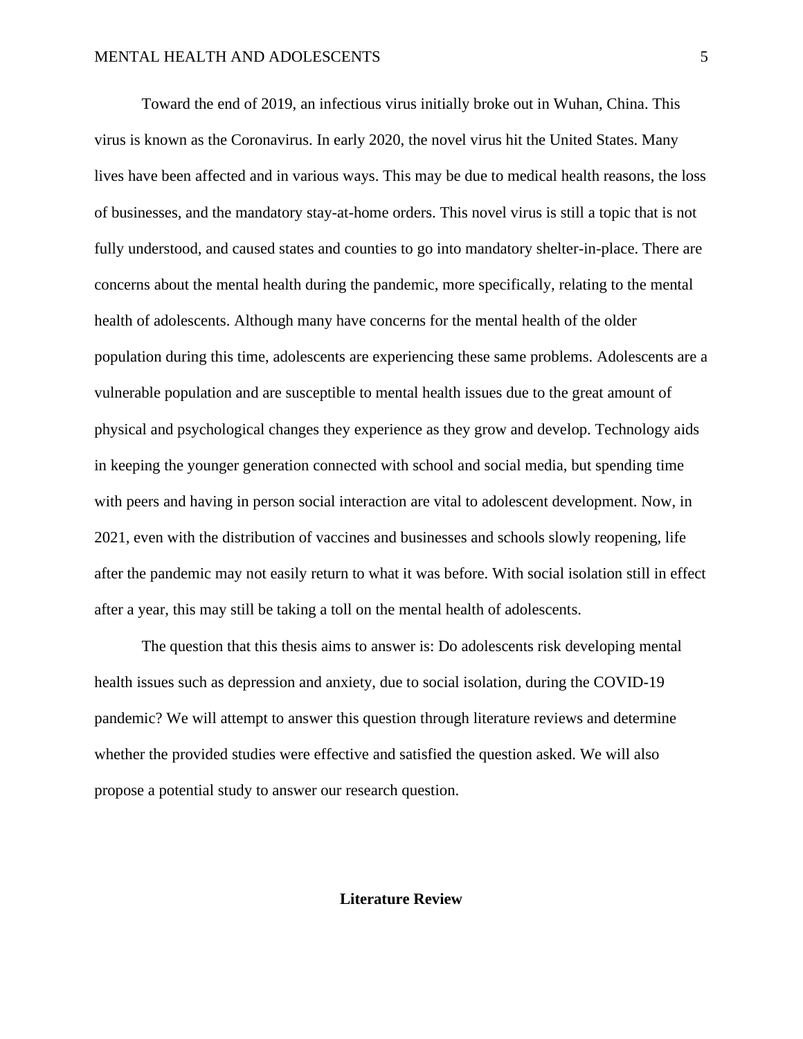Toward the end of 2019, an infectious virus initially broke out in Wuhan, China. This virus is known as the Coronavirus. In early 2020, the novel virus hit the United States. Many lives have been affected and in various ways. This may be due to medical health reasons, the loss of businesses, and the mandatory stay-at-home orders. This novel virus is still a topic that is not fully understood, and caused states and counties to go into mandatory shelter-in-place. There are concerns about the mental health during the pandemic, more specifically, relating to the mental health of adolescents. Although many have concerns for the mental health of the older population during this time, adolescents are experiencing these same problems. Adolescents are a vulnerable population and are susceptible to mental health issues due to the great amount of physical and psychological changes they experience as they grow and develop. Technology aids in keeping the younger generation connected with school and social media, but spending time with peers and having in person social interaction are vital to adolescent development. Now, in 2021, even with the distribution of vaccines and businesses and schools slowly reopening, life after the pandemic may not easily return to what it was before. With social isolation still in effect after a year, this may still be taking a toll on the mental health of adolescents.

The question that this thesis aims to answer is: Do adolescents risk developing mental health issues such as depression and anxiety, due to social isolation, during the COVID-19 pandemic? We will attempt to answer this question through literature reviews and determine whether the provided studies were effective and satisfied the question asked. We will also propose a potential study to answer our research question.

## Literature Review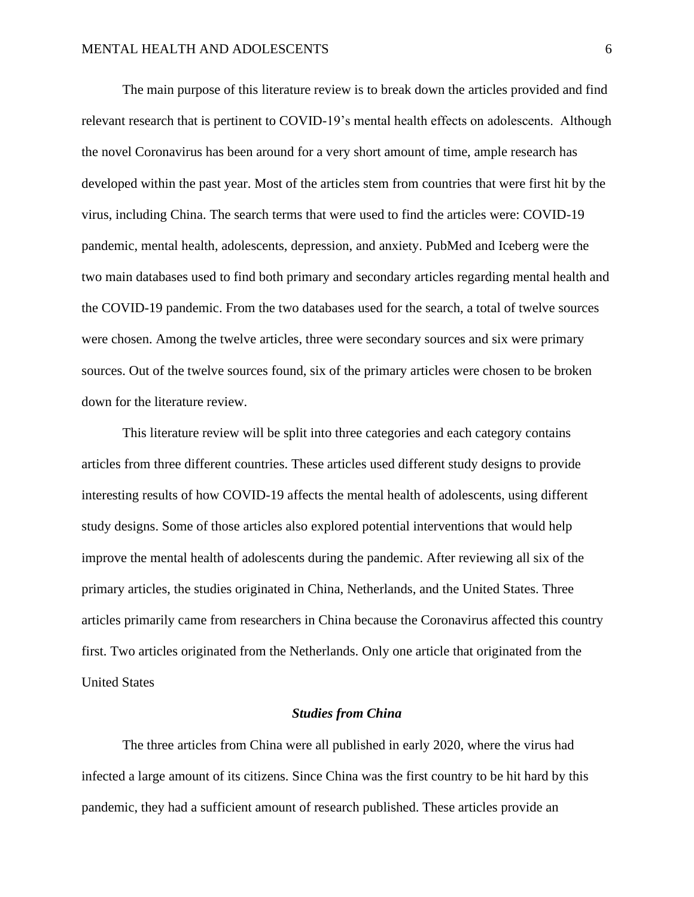The main purpose of this literature review is to break down the articles provided and find relevant research that is pertinent to COVID-19's mental health effects on adolescents.  Although the novel Coronavirus has been around for a very short amount of time, ample research has developed within the past year. Most of the articles stem from countries that were first hit by the virus, including China. The search terms that were used to find the articles were: COVID-19 pandemic, mental health, adolescents, depression, and anxiety. PubMed and Iceberg were the two main databases used to find both primary and secondary articles regarding mental health and the COVID-19 pandemic. From the two databases used for the search, a total of twelve sources were chosen. Among the twelve articles, three were secondary sources and six were primary sources. Out of the twelve sources found, six of the primary articles were chosen to be broken down for the literature review.

This literature review will be split into three categories and each category contains articles from three different countries. These articles used different study designs to provide interesting results of how COVID-19 affects the mental health of adolescents, using different study designs. Some of those articles also explored potential interventions that would help improve the mental health of adolescents during the pandemic. After reviewing all six of the primary articles, the studies originated in China, Netherlands, and the United States. Three articles primarily came from researchers in China because the Coronavirus affected this country first. Two articles originated from the Netherlands. Only one article that originated from the United States

### *Studies from China*

The three articles from China were all published in early 2020, where the virus had infected a large amount of its citizens. Since China was the first country to be hit hard by this pandemic, they had a sufficient amount of research published. These articles provide an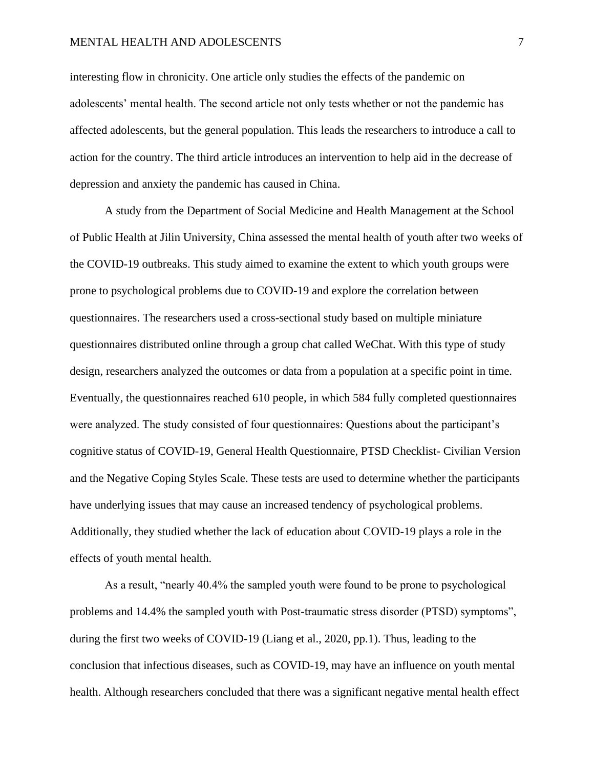interesting flow in chronicity. One article only studies the effects of the pandemic on adolescents' mental health. The second article not only tests whether or not the pandemic has affected adolescents, but the general population. This leads the researchers to introduce a call to action for the country. The third article introduces an intervention to help aid in the decrease of depression and anxiety the pandemic has caused in China.

A study from the Department of Social Medicine and Health Management at the School of Public Health at Jilin University, China assessed the mental health of youth after two weeks of the COVID-19 outbreaks. This study aimed to examine the extent to which youth groups were prone to psychological problems due to COVID-19 and explore the correlation between questionnaires. The researchers used a cross-sectional study based on multiple miniature questionnaires distributed online through a group chat called WeChat. With this type of study design, researchers analyzed the outcomes or data from a population at a specific point in time. Eventually, the questionnaires reached 610 people, in which 584 fully completed questionnaires were analyzed. The study consisted of four questionnaires: Questions about the participant's cognitive status of COVID-19, General Health Questionnaire, PTSD Checklist- Civilian Version and the Negative Coping Styles Scale. These tests are used to determine whether the participants have underlying issues that may cause an increased tendency of psychological problems. Additionally, they studied whether the lack of education about COVID-19 plays a role in the effects of youth mental health.

As a result, "nearly 40.4% the sampled youth were found to be prone to psychological problems and 14.4% the sampled youth with Post-traumatic stress disorder (PTSD) symptoms", during the first two weeks of COVID-19 (Liang et al., 2020, pp.1). Thus, leading to the conclusion that infectious diseases, such as COVID-19, may have an influence on youth mental health. Although researchers concluded that there was a significant negative mental health effect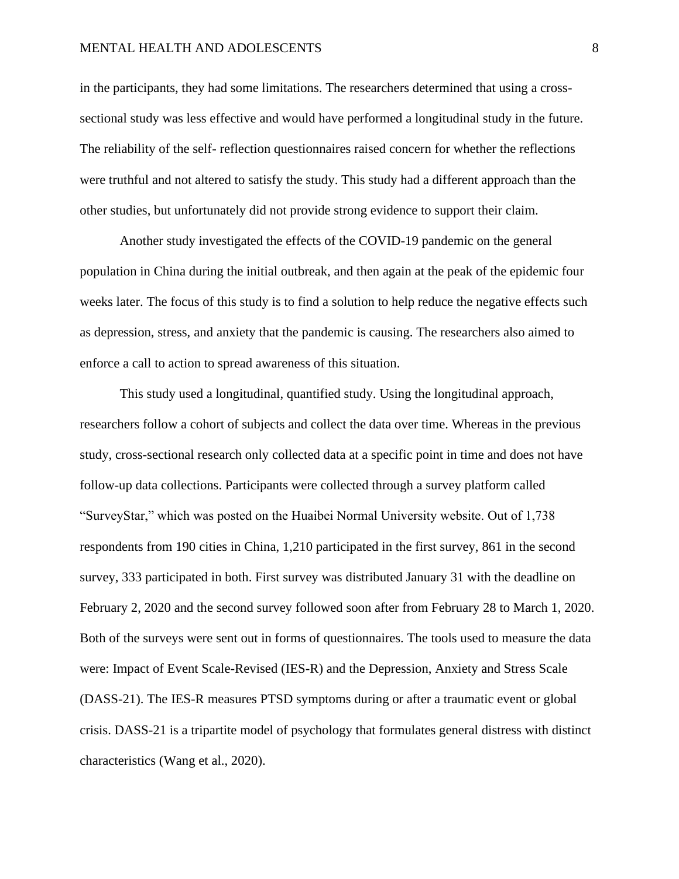in the participants, they had some limitations. The researchers determined that using a cross-sectional study was less effective and would have performed a longitudinal study in the future. The reliability of the self- reflection questionnaires raised concern for whether the reflections were truthful and not altered to satisfy the study. This study had a different approach than the other studies, but unfortunately did not provide strong evidence to support their claim.

Another study investigated the effects of the COVID-19 pandemic on the general population in China during the initial outbreak, and then again at the peak of the epidemic four weeks later. The focus of this study is to find a solution to help reduce the negative effects such as depression, stress, and anxiety that the pandemic is causing. The researchers also aimed to enforce a call to action to spread awareness of this situation.

This study used a longitudinal, quantified study. Using the longitudinal approach, researchers follow a cohort of subjects and collect the data over time. Whereas in the previous study, cross-sectional research only collected data at a specific point in time and does not have follow-up data collections. Participants were collected through a survey platform called "SurveyStar," which was posted on the Huaibei Normal University website. Out of 1,738 respondents from 190 cities in China, 1,210 participated in the first survey, 861 in the second survey, 333 participated in both. First survey was distributed January 31 with the deadline on February 2, 2020 and the second survey followed soon after from February 28 to March 1, 2020. Both of the surveys were sent out in forms of questionnaires. The tools used to measure the data were: Impact of Event Scale-Revised (IES-R) and the Depression, Anxiety and Stress Scale (DASS-21). The IES-R measures PTSD symptoms during or after a traumatic event or global crisis. DASS-21 is a tripartite model of psychology that formulates general distress with distinct characteristics (Wang et al., 2020).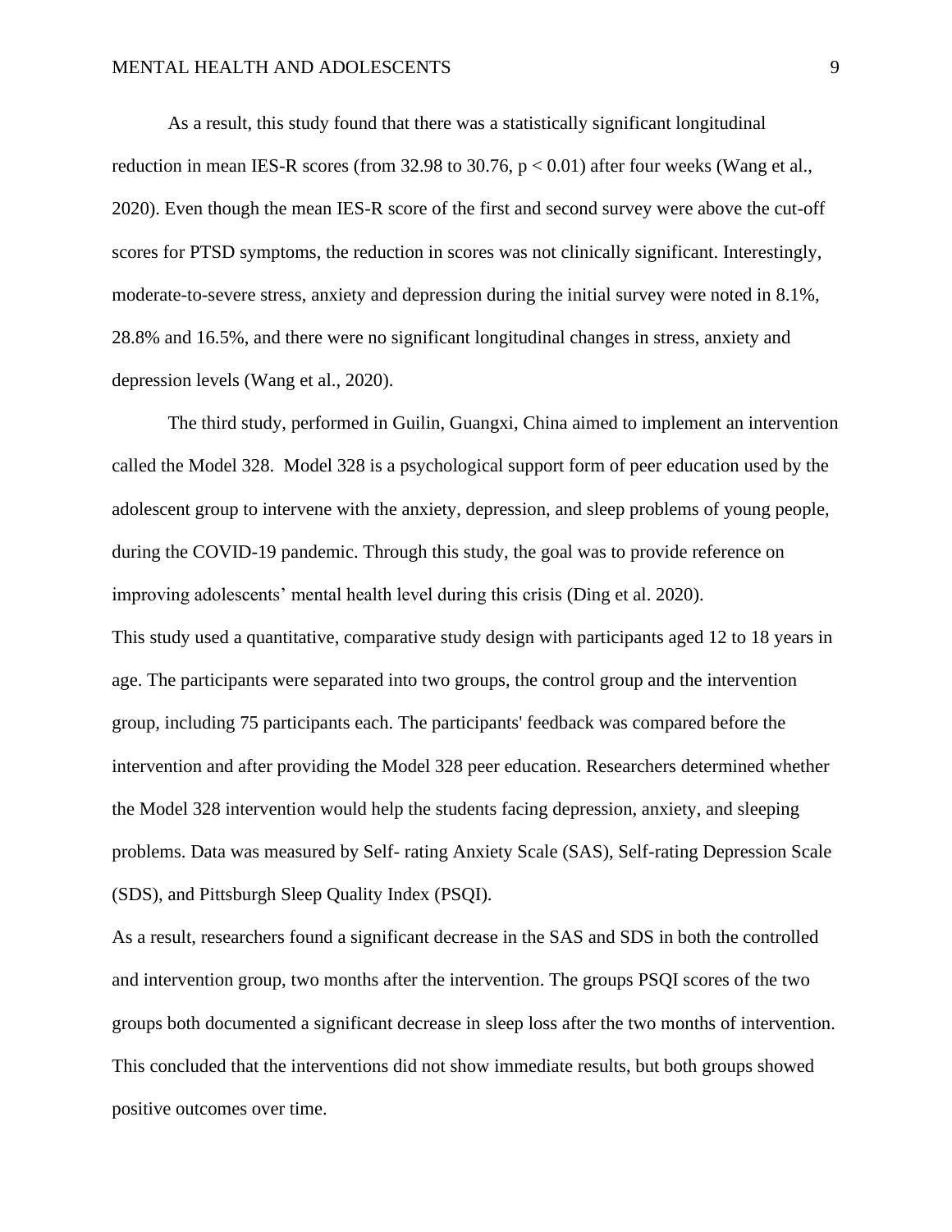As a result, this study found that there was a statistically significant longitudinal reduction in mean IES-R scores (from 32.98 to 30.76, $p < 0.01$) after four weeks (Wang et al., 2020). Even though the mean IES-R score of the first and second survey were above the cut-off scores for PTSD symptoms, the reduction in scores was not clinically significant. Interestingly, moderate-to-severe stress, anxiety and depression during the initial survey were noted in 8.1%, 28.8% and 16.5%, and there were no significant longitudinal changes in stress, anxiety and depression levels (Wang et al., 2020).

The third study, performed in Guilin, Guangxi, China aimed to implement an intervention called the Model 328. Model 328 is a psychological support form of peer education used by the adolescent group to intervene with the anxiety, depression, and sleep problems of young people, during the COVID-19 pandemic. Through this study, the goal was to provide reference on improving adolescents' mental health level during this crisis (Ding et al. 2020).

This study used a quantitative, comparative study design with participants aged 12 to 18 years in age. The participants were separated into two groups, the control group and the intervention group, including 75 participants each. The participants' feedback was compared before the intervention and after providing the Model 328 peer education. Researchers determined whether the Model 328 intervention would help the students facing depression, anxiety, and sleeping problems. Data was measured by Self- rating Anxiety Scale (SAS), Self-rating Depression Scale (SDS), and Pittsburgh Sleep Quality Index (PSQI).

As a result, researchers found a significant decrease in the SAS and SDS in both the controlled and intervention group, two months after the intervention. The groups PSQI scores of the two groups both documented a significant decrease in sleep loss after the two months of intervention. This concluded that the interventions did not show immediate results, but both groups showed positive outcomes over time.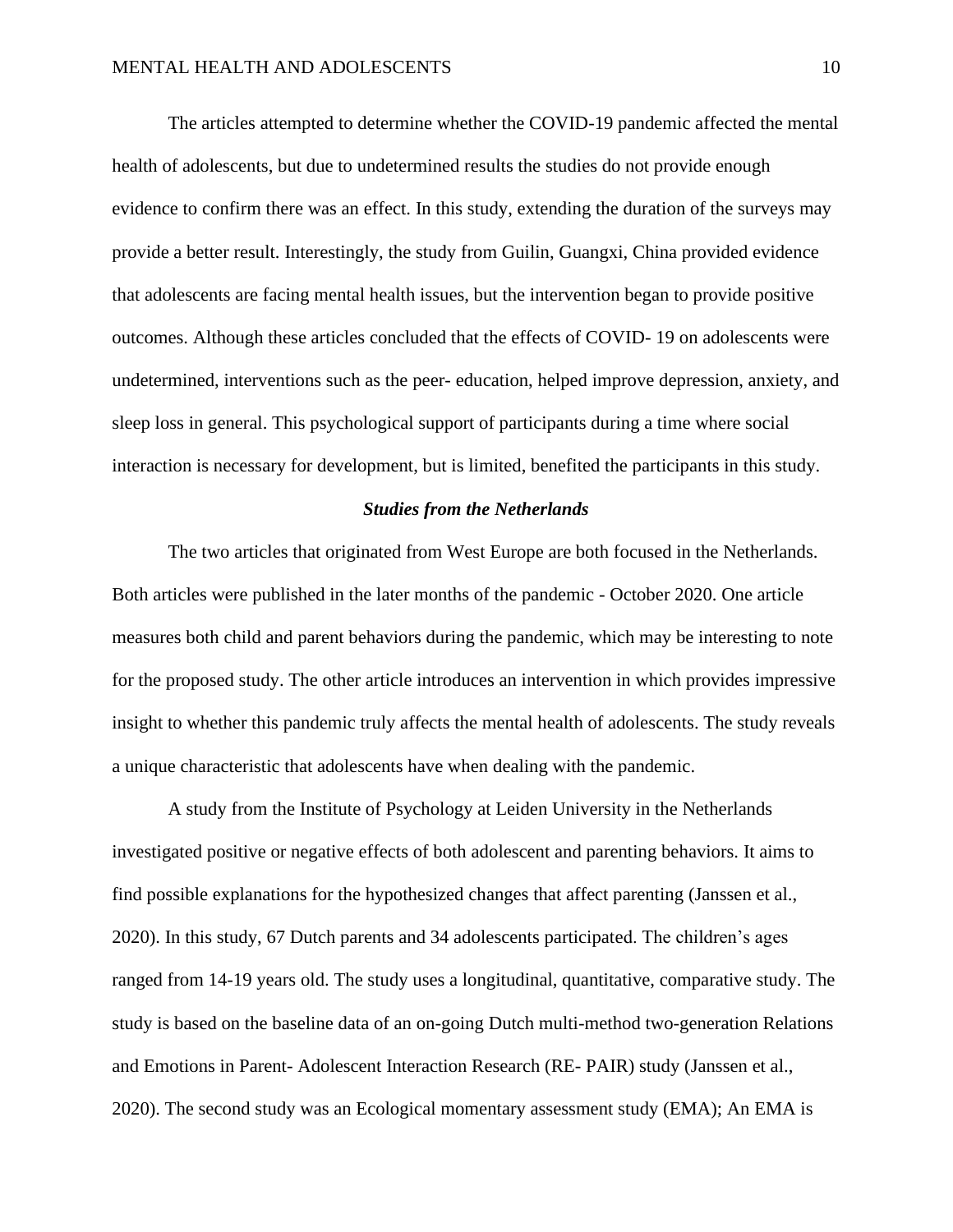The articles attempted to determine whether the COVID-19 pandemic affected the mental health of adolescents, but due to undetermined results the studies do not provide enough evidence to confirm there was an effect. In this study, extending the duration of the surveys may provide a better result. Interestingly, the study from Guilin, Guangxi, China provided evidence that adolescents are facing mental health issues, but the intervention began to provide positive outcomes. Although these articles concluded that the effects of COVID- 19 on adolescents were undetermined, interventions such as the peer- education, helped improve depression, anxiety, and sleep loss in general. This psychological support of participants during a time where social interaction is necessary for development, but is limited, benefited the participants in this study.

### ***Studies from the Netherlands***

The two articles that originated from West Europe are both focused in the Netherlands. Both articles were published in the later months of the pandemic - October 2020. One article measures both child and parent behaviors during the pandemic, which may be interesting to note for the proposed study. The other article introduces an intervention in which provides impressive insight to whether this pandemic truly affects the mental health of adolescents. The study reveals a unique characteristic that adolescents have when dealing with the pandemic.

A study from the Institute of Psychology at Leiden University in the Netherlands investigated positive or negative effects of both adolescent and parenting behaviors. It aims to find possible explanations for the hypothesized changes that affect parenting (Janssen et al., 2020). In this study, 67 Dutch parents and 34 adolescents participated. The children's ages ranged from 14-19 years old. The study uses a longitudinal, quantitative, comparative study. The study is based on the baseline data of an on-going Dutch multi-method two-generation Relations and Emotions in Parent- Adolescent Interaction Research (RE- PAIR) study (Janssen et al., 2020). The second study was an Ecological momentary assessment study (EMA); An EMA is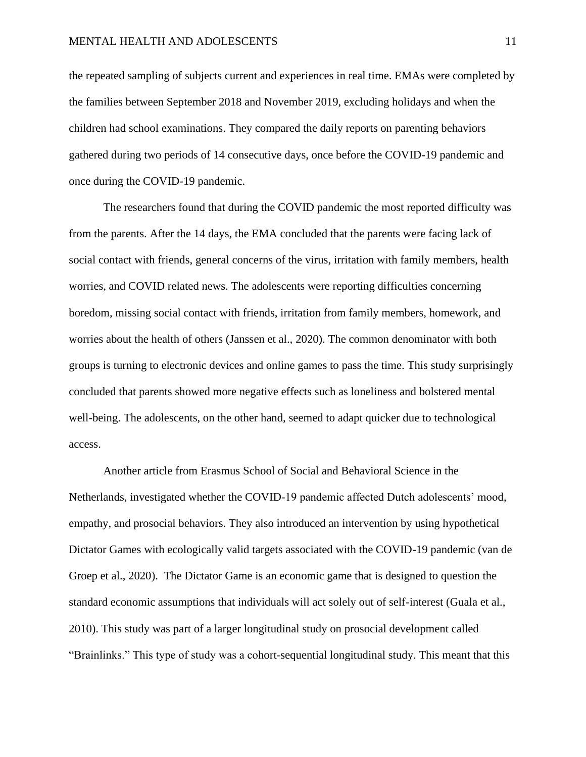the repeated sampling of subjects current and experiences in real time. EMAs were completed by the families between September 2018 and November 2019, excluding holidays and when the children had school examinations. They compared the daily reports on parenting behaviors gathered during two periods of 14 consecutive days, once before the COVID-19 pandemic and once during the COVID-19 pandemic.

The researchers found that during the COVID pandemic the most reported difficulty was from the parents. After the 14 days, the EMA concluded that the parents were facing lack of social contact with friends, general concerns of the virus, irritation with family members, health worries, and COVID related news. The adolescents were reporting difficulties concerning boredom, missing social contact with friends, irritation from family members, homework, and worries about the health of others (Janssen et al., 2020). The common denominator with both groups is turning to electronic devices and online games to pass the time. This study surprisingly concluded that parents showed more negative effects such as loneliness and bolstered mental well-being. The adolescents, on the other hand, seemed to adapt quicker due to technological access.

Another article from Erasmus School of Social and Behavioral Science in the Netherlands, investigated whether the COVID-19 pandemic affected Dutch adolescents' mood, empathy, and prosocial behaviors. They also introduced an intervention by using hypothetical Dictator Games with ecologically valid targets associated with the COVID-19 pandemic (van de Groep et al., 2020). The Dictator Game is an economic game that is designed to question the standard economic assumptions that individuals will act solely out of self-interest (Guala et al., 2010). This study was part of a larger longitudinal study on prosocial development called "Brainlinks." This type of study was a cohort-sequential longitudinal study. This meant that this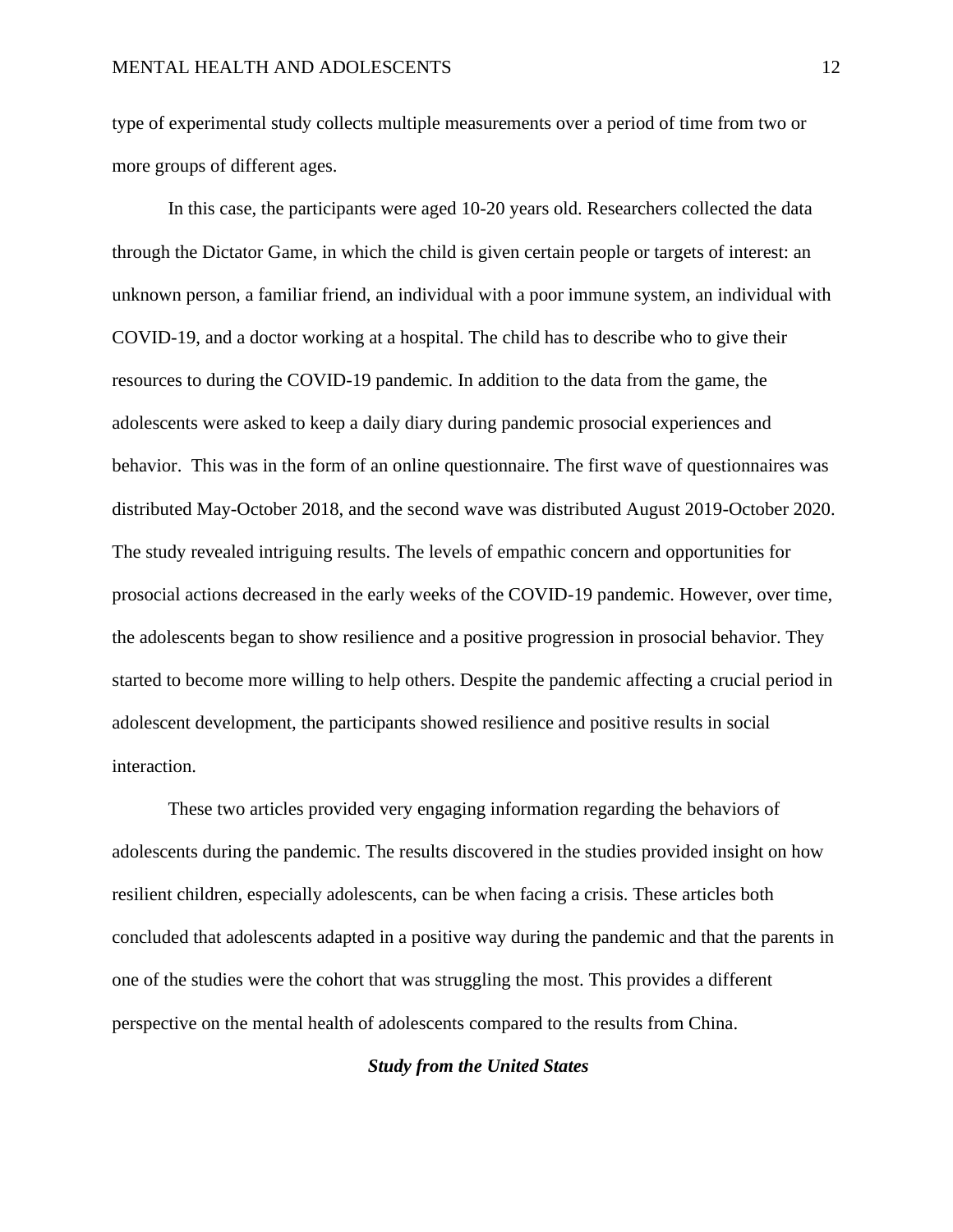type of experimental study collects multiple measurements over a period of time from two or more groups of different ages.

In this case, the participants were aged 10-20 years old. Researchers collected the data through the Dictator Game, in which the child is given certain people or targets of interest: an unknown person, a familiar friend, an individual with a poor immune system, an individual with COVID-19, and a doctor working at a hospital. The child has to describe who to give their resources to during the COVID-19 pandemic. In addition to the data from the game, the adolescents were asked to keep a daily diary during pandemic prosocial experiences and behavior. This was in the form of an online questionnaire. The first wave of questionnaires was distributed May-October 2018, and the second wave was distributed August 2019-October 2020. The study revealed intriguing results. The levels of empathic concern and opportunities for prosocial actions decreased in the early weeks of the COVID-19 pandemic. However, over time, the adolescents began to show resilience and a positive progression in prosocial behavior. They started to become more willing to help others. Despite the pandemic affecting a crucial period in adolescent development, the participants showed resilience and positive results in social interaction.

These two articles provided very engaging information regarding the behaviors of adolescents during the pandemic. The results discovered in the studies provided insight on how resilient children, especially adolescents, can be when facing a crisis. These articles both concluded that adolescents adapted in a positive way during the pandemic and that the parents in one of the studies were the cohort that was struggling the most. This provides a different perspective on the mental health of adolescents compared to the results from China.

### ***Study from the United States***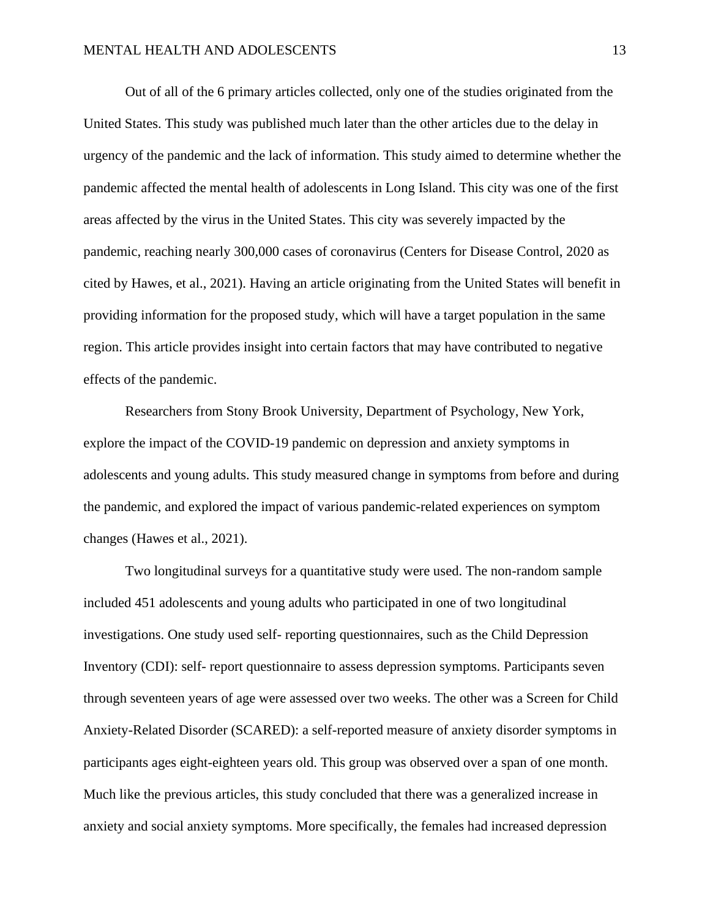Out of all of the 6 primary articles collected, only one of the studies originated from the United States. This study was published much later than the other articles due to the delay in urgency of the pandemic and the lack of information. This study aimed to determine whether the pandemic affected the mental health of adolescents in Long Island. This city was one of the first areas affected by the virus in the United States. This city was severely impacted by the pandemic, reaching nearly 300,000 cases of coronavirus (Centers for Disease Control, 2020 as cited by Hawes, et al., 2021). Having an article originating from the United States will benefit in providing information for the proposed study, which will have a target population in the same region. This article provides insight into certain factors that may have contributed to negative effects of the pandemic.

Researchers from Stony Brook University, Department of Psychology, New York, explore the impact of the COVID-19 pandemic on depression and anxiety symptoms in adolescents and young adults. This study measured change in symptoms from before and during the pandemic, and explored the impact of various pandemic-related experiences on symptom changes (Hawes et al., 2021).

Two longitudinal surveys for a quantitative study were used. The non-random sample included 451 adolescents and young adults who participated in one of two longitudinal investigations. One study used self- reporting questionnaires, such as the Child Depression Inventory (CDI): self- report questionnaire to assess depression symptoms. Participants seven through seventeen years of age were assessed over two weeks. The other was a Screen for Child Anxiety-Related Disorder (SCARED): a self-reported measure of anxiety disorder symptoms in participants ages eight-eighteen years old. This group was observed over a span of one month. Much like the previous articles, this study concluded that there was a generalized increase in anxiety and social anxiety symptoms. More specifically, the females had increased depression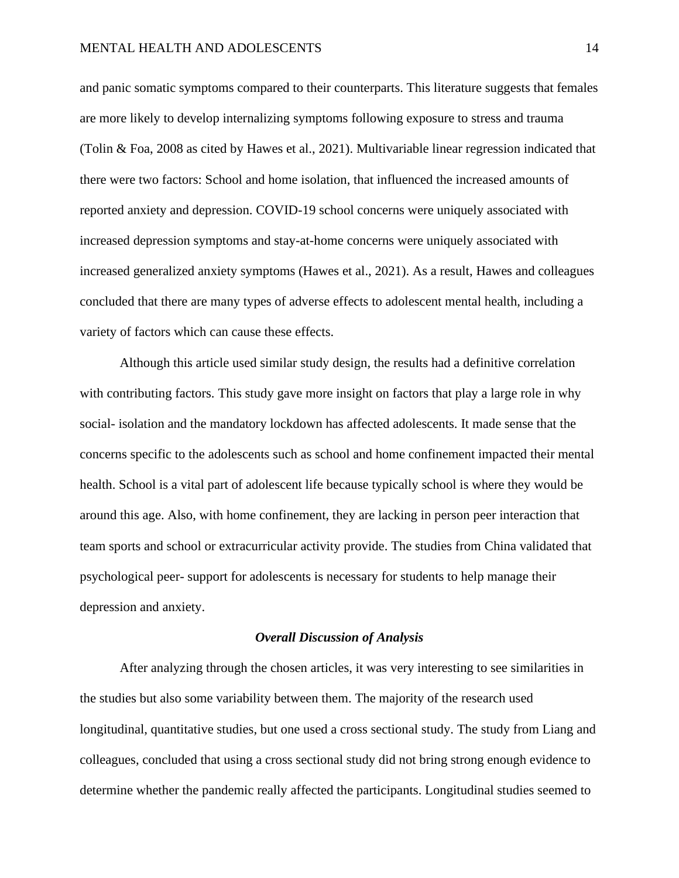and panic somatic symptoms compared to their counterparts. This literature suggests that females are more likely to develop internalizing symptoms following exposure to stress and trauma (Tolin & Foa, 2008 as cited by Hawes et al., 2021). Multivariable linear regression indicated that there were two factors: School and home isolation, that influenced the increased amounts of reported anxiety and depression. COVID-19 school concerns were uniquely associated with increased depression symptoms and stay-at-home concerns were uniquely associated with increased generalized anxiety symptoms (Hawes et al., 2021). As a result, Hawes and colleagues concluded that there are many types of adverse effects to adolescent mental health, including a variety of factors which can cause these effects.

Although this article used similar study design, the results had a definitive correlation with contributing factors. This study gave more insight on factors that play a large role in why social- isolation and the mandatory lockdown has affected adolescents. It made sense that the concerns specific to the adolescents such as school and home confinement impacted their mental health. School is a vital part of adolescent life because typically school is where they would be around this age. Also, with home confinement, they are lacking in person peer interaction that team sports and school or extracurricular activity provide. The studies from China validated that psychological peer- support for adolescents is necessary for students to help manage their depression and anxiety.

### *Overall Discussion of Analysis*

After analyzing through the chosen articles, it was very interesting to see similarities in the studies but also some variability between them. The majority of the research used longitudinal, quantitative studies, but one used a cross sectional study. The study from Liang and colleagues, concluded that using a cross sectional study did not bring strong enough evidence to determine whether the pandemic really affected the participants. Longitudinal studies seemed to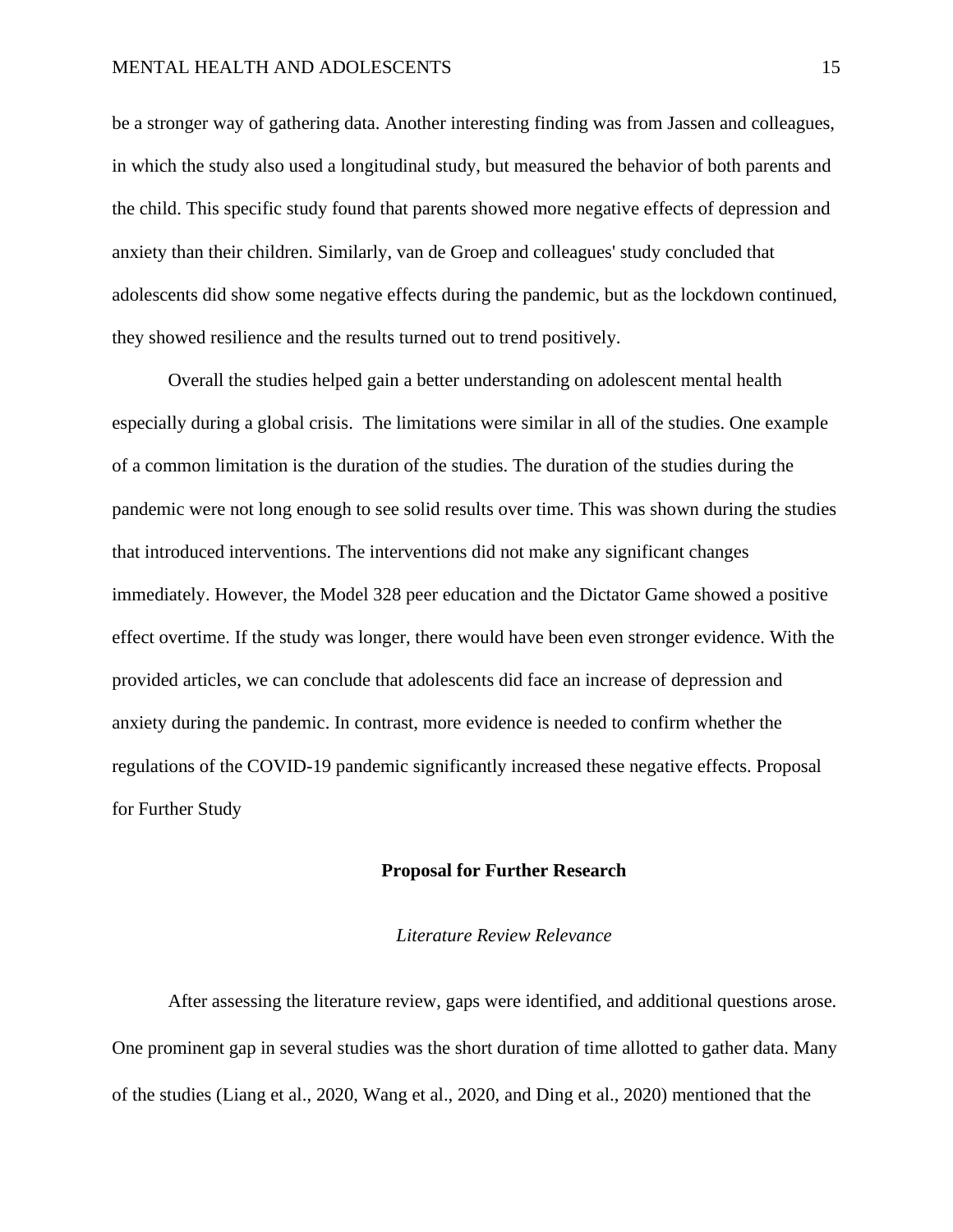be a stronger way of gathering data. Another interesting finding was from Jassen and colleagues, in which the study also used a longitudinal study, but measured the behavior of both parents and the child. This specific study found that parents showed more negative effects of depression and anxiety than their children. Similarly, van de Groep and colleagues' study concluded that adolescents did show some negative effects during the pandemic, but as the lockdown continued, they showed resilience and the results turned out to trend positively.

Overall the studies helped gain a better understanding on adolescent mental health especially during a global crisis.  The limitations were similar in all of the studies. One example of a common limitation is the duration of the studies. The duration of the studies during the pandemic were not long enough to see solid results over time. This was shown during the studies that introduced interventions. The interventions did not make any significant changes immediately. However, the Model 328 peer education and the Dictator Game showed a positive effect overtime. If the study was longer, there would have been even stronger evidence. With the provided articles, we can conclude that adolescents did face an increase of depression and anxiety during the pandemic. In contrast, more evidence is needed to confirm whether the regulations of the COVID-19 pandemic significantly increased these negative effects. Proposal for Further Study

## Proposal for Further Research

### *Literature Review Relevance*

After assessing the literature review, gaps were identified, and additional questions arose. One prominent gap in several studies was the short duration of time allotted to gather data. Many of the studies (Liang et al., 2020, Wang et al., 2020, and Ding et al., 2020) mentioned that the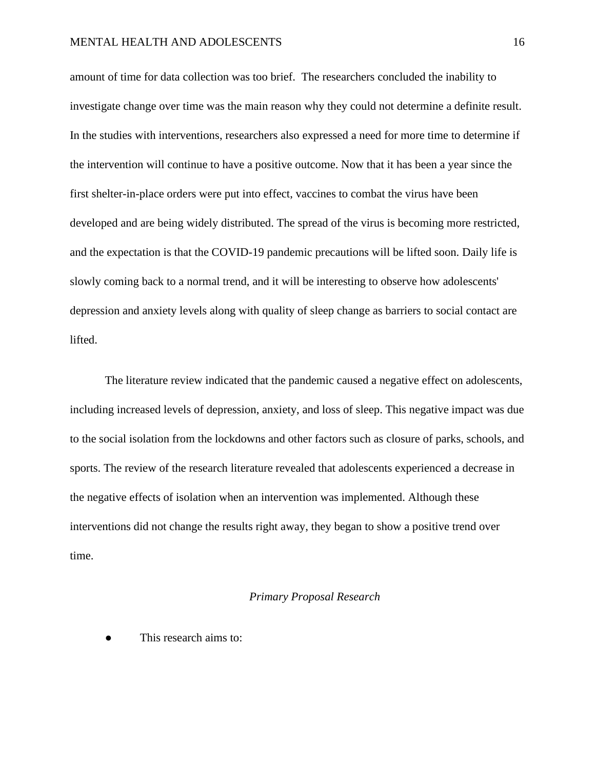amount of time for data collection was too brief. The researchers concluded the inability to investigate change over time was the main reason why they could not determine a definite result. In the studies with interventions, researchers also expressed a need for more time to determine if the intervention will continue to have a positive outcome. Now that it has been a year since the first shelter-in-place orders were put into effect, vaccines to combat the virus have been developed and are being widely distributed. The spread of the virus is becoming more restricted, and the expectation is that the COVID-19 pandemic precautions will be lifted soon. Daily life is slowly coming back to a normal trend, and it will be interesting to observe how adolescents' depression and anxiety levels along with quality of sleep change as barriers to social contact are lifted.

The literature review indicated that the pandemic caused a negative effect on adolescents, including increased levels of depression, anxiety, and loss of sleep. This negative impact was due to the social isolation from the lockdowns and other factors such as closure of parks, schools, and sports. The review of the research literature revealed that adolescents experienced a decrease in the negative effects of isolation when an intervention was implemented. Although these interventions did not change the results right away, they began to show a positive trend over time.

### *Primary Proposal Research*

- This research aims to: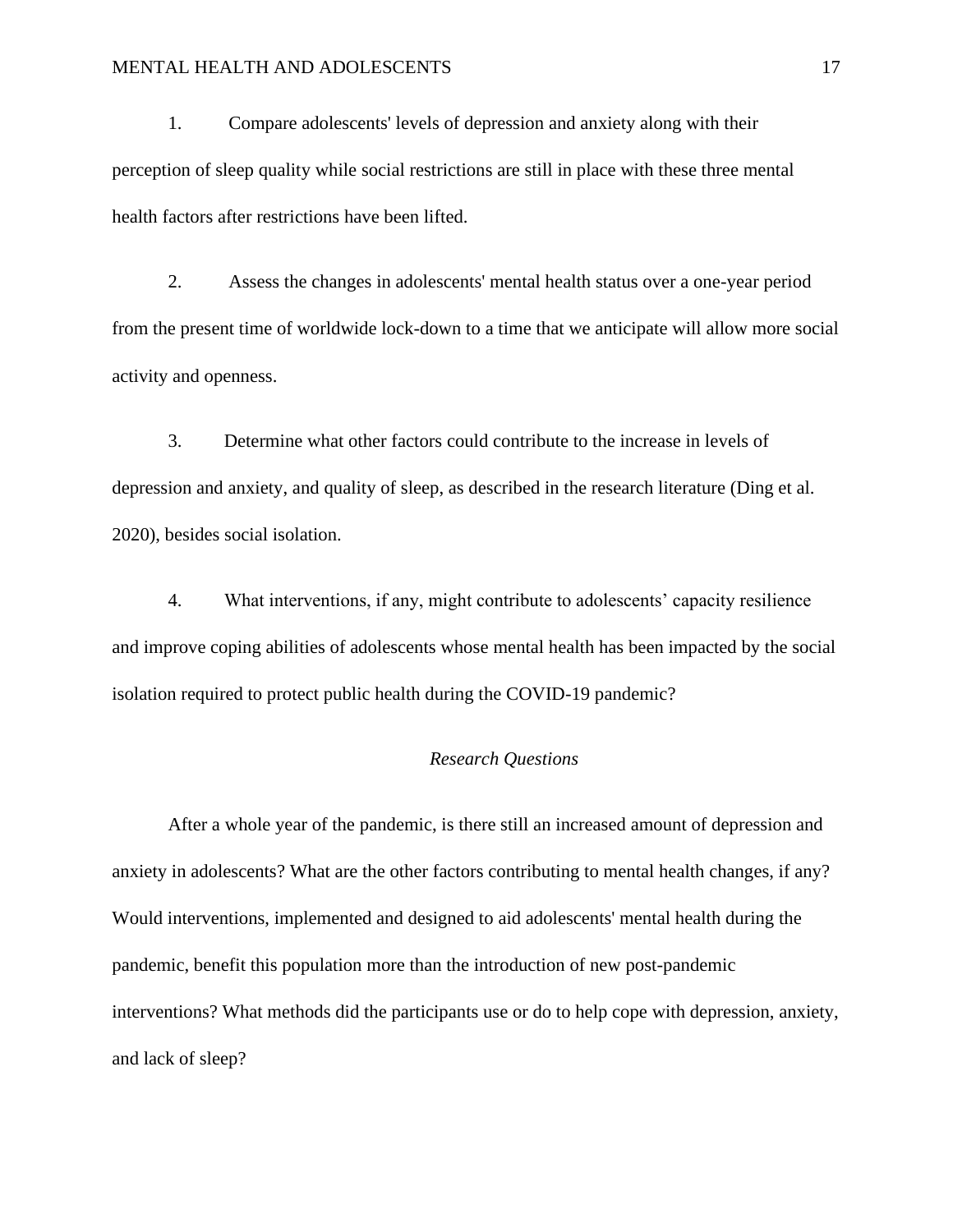1. Compare adolescents' levels of depression and anxiety along with their perception of sleep quality while social restrictions are still in place with these three mental health factors after restrictions have been lifted.

2. Assess the changes in adolescents' mental health status over a one-year period from the present time of worldwide lock-down to a time that we anticipate will allow more social activity and openness.

3. Determine what other factors could contribute to the increase in levels of depression and anxiety, and quality of sleep, as described in the research literature (Ding et al. 2020), besides social isolation.

4. What interventions, if any, might contribute to adolescents' capacity resilience and improve coping abilities of adolescents whose mental health has been impacted by the social isolation required to protect public health during the COVID-19 pandemic?

### *Research Questions*

After a whole year of the pandemic, is there still an increased amount of depression and anxiety in adolescents? What are the other factors contributing to mental health changes, if any? Would interventions, implemented and designed to aid adolescents' mental health during the pandemic, benefit this population more than the introduction of new post-pandemic interventions? What methods did the participants use or do to help cope with depression, anxiety, and lack of sleep?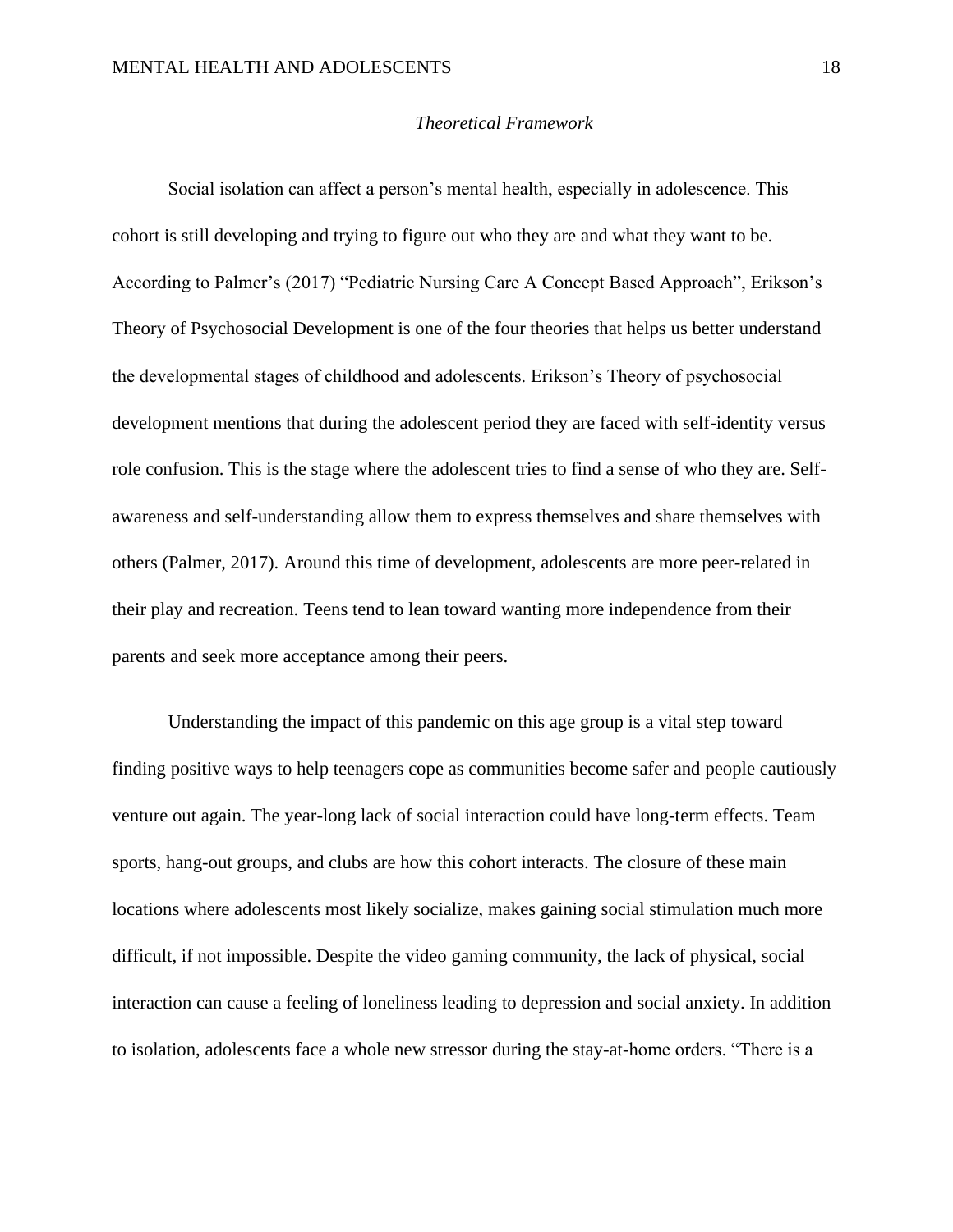*Theoretical Framework*

Social isolation can affect a person's mental health, especially in adolescence. This cohort is still developing and trying to figure out who they are and what they want to be. According to Palmer's (2017) "Pediatric Nursing Care A Concept Based Approach", Erikson's Theory of Psychosocial Development is one of the four theories that helps us better understand the developmental stages of childhood and adolescents. Erikson's Theory of psychosocial development mentions that during the adolescent period they are faced with self-identity versus role confusion. This is the stage where the adolescent tries to find a sense of who they are. Self-awareness and self-understanding allow them to express themselves and share themselves with others (Palmer, 2017). Around this time of development, adolescents are more peer-related in their play and recreation. Teens tend to lean toward wanting more independence from their parents and seek more acceptance among their peers.

Understanding the impact of this pandemic on this age group is a vital step toward finding positive ways to help teenagers cope as communities become safer and people cautiously venture out again. The year-long lack of social interaction could have long-term effects. Team sports, hang-out groups, and clubs are how this cohort interacts. The closure of these main locations where adolescents most likely socialize, makes gaining social stimulation much more difficult, if not impossible. Despite the video gaming community, the lack of physical, social interaction can cause a feeling of loneliness leading to depression and social anxiety. In addition to isolation, adolescents face a whole new stressor during the stay-at-home orders. "There is a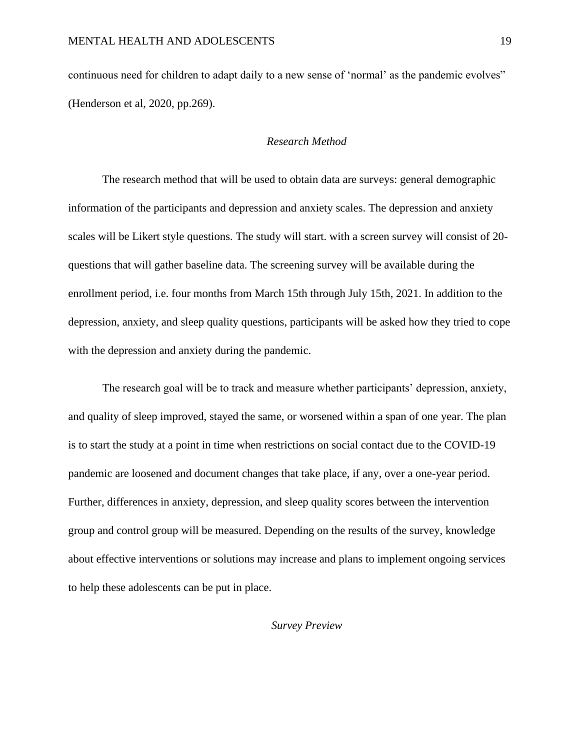continuous need for children to adapt daily to a new sense of 'normal' as the pandemic evolves" (Henderson et al, 2020, pp.269).

### *Research Method*

The research method that will be used to obtain data are surveys: general demographic information of the participants and depression and anxiety scales. The depression and anxiety scales will be Likert style questions. The study will start. with a screen survey will consist of 20-questions that will gather baseline data. The screening survey will be available during the enrollment period, i.e. four months from March 15th through July 15th, 2021. In addition to the depression, anxiety, and sleep quality questions, participants will be asked how they tried to cope with the depression and anxiety during the pandemic.

The research goal will be to track and measure whether participants' depression, anxiety, and quality of sleep improved, stayed the same, or worsened within a span of one year. The plan is to start the study at a point in time when restrictions on social contact due to the COVID-19 pandemic are loosened and document changes that take place, if any, over a one-year period. Further, differences in anxiety, depression, and sleep quality scores between the intervention group and control group will be measured. Depending on the results of the survey, knowledge about effective interventions or solutions may increase and plans to implement ongoing services to help these adolescents can be put in place.

### *Survey Preview*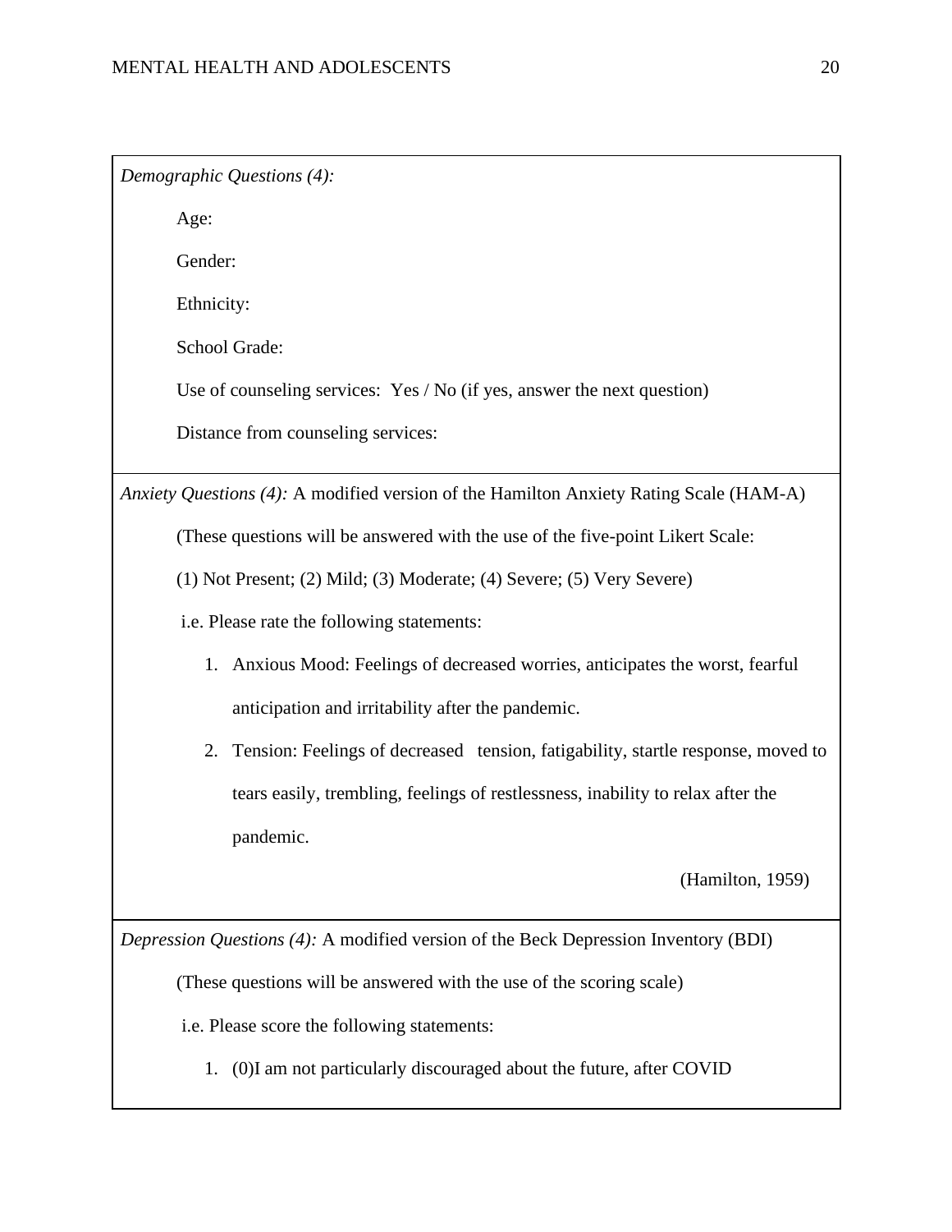*Demographic Questions (4):*

Age:

Gender:

Ethnicity:

School Grade:

Use of counseling services:  Yes / No (if yes, answer the next question)

Distance from counseling services:

*Anxiety Questions (4):* A modified version of the Hamilton Anxiety Rating Scale (HAM-A)

(These questions will be answered with the use of the five-point Likert Scale:

(1) Not Present; (2) Mild; (3) Moderate; (4) Severe; (5) Very Severe)

i.e. Please rate the following statements:

1. Anxious Mood: Feelings of decreased worries, anticipates the worst, fearful anticipation and irritability after the pandemic.
2. Tension: Feelings of decreased   tension, fatigability, startle response, moved to tears easily, trembling, feelings of restlessness, inability to relax after the pandemic.

(Hamilton, 1959)

*Depression Questions (4):* A modified version of the Beck Depression Inventory (BDI)

(These questions will be answered with the use of the scoring scale)

i.e. Please score the following statements:

1. (0)I am not particularly discouraged about the future, after COVID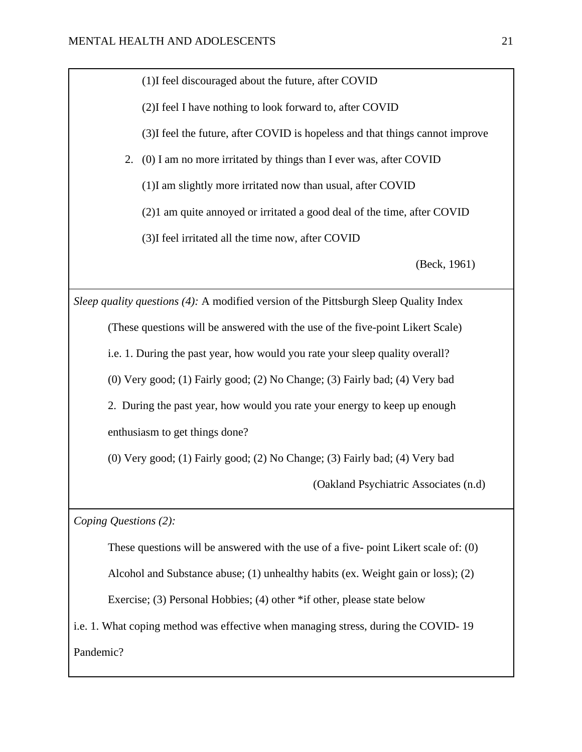(1)I feel discouraged about the future, after COVID

(2)I feel I have nothing to look forward to, after COVID

(3)I feel the future, after COVID is hopeless and that things cannot improve

2. (0) I am no more irritated by things than I ever was, after COVID

(1)I am slightly more irritated now than usual, after COVID

(2)1 am quite annoyed or irritated a good deal of the time, after COVID

(3)I feel irritated all the time now, after COVID

(Beck, 1961)

*Sleep quality questions (4):* A modified version of the Pittsburgh Sleep Quality Index

(These questions will be answered with the use of the five-point Likert Scale)

i.e. 1. During the past year, how would you rate your sleep quality overall?

(0) Very good; (1) Fairly good; (2) No Change; (3) Fairly bad; (4) Very bad

2. During the past year, how would you rate your energy to keep up enough enthusiasm to get things done?

(0) Very good; (1) Fairly good; (2) No Change; (3) Fairly bad; (4) Very bad

(Oakland Psychiatric Associates (n.d)

*Coping Questions (2):*

These questions will be answered with the use of a five- point Likert scale of: (0) Alcohol and Substance abuse; (1) unhealthy habits (ex. Weight gain or loss); (2) Exercise; (3) Personal Hobbies; (4) other *if other, please state below

i.e. 1. What coping method was effective when managing stress, during the COVID- 19 Pandemic?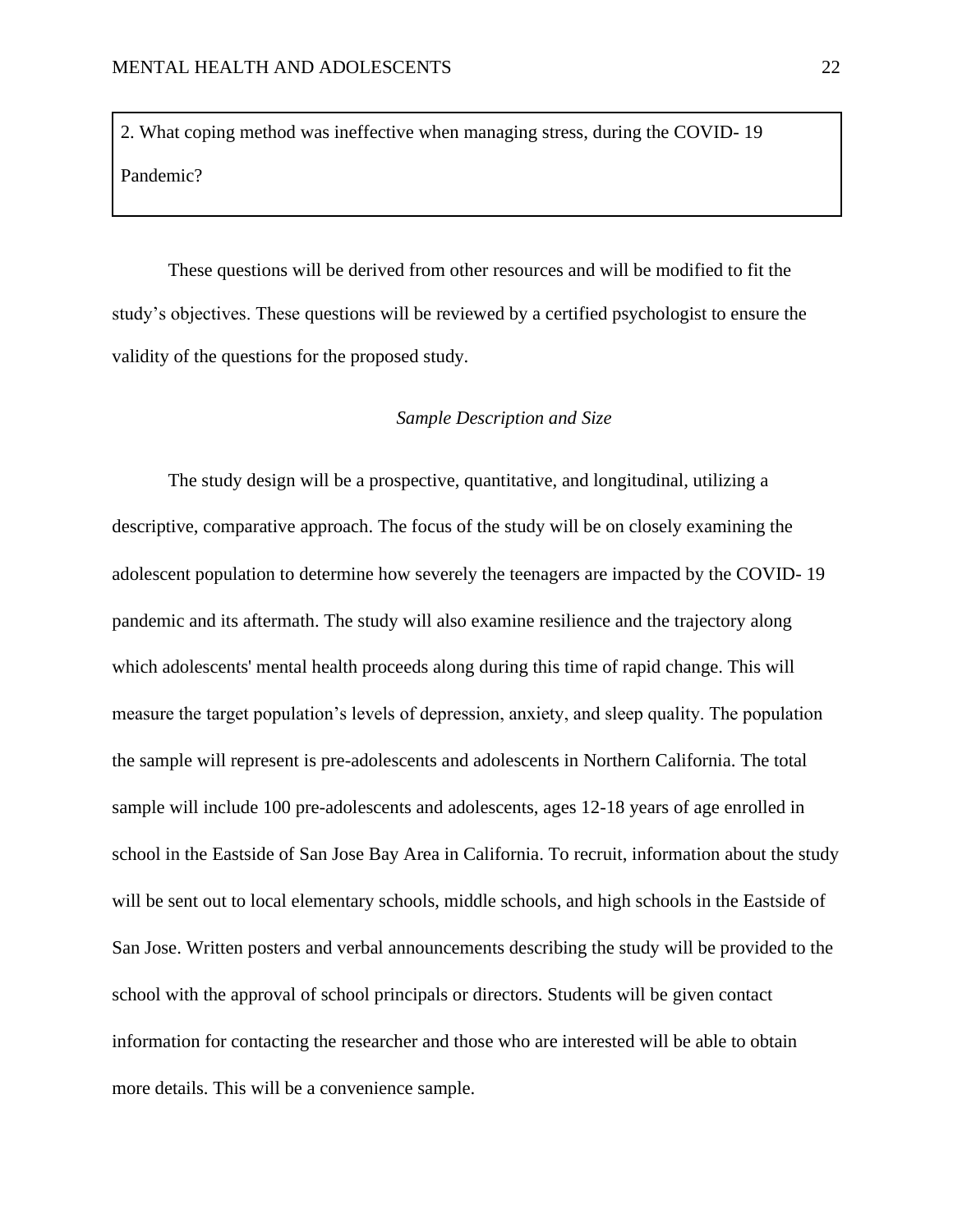2. What coping method was ineffective when managing stress, during the COVID- 19 Pandemic?

These questions will be derived from other resources and will be modified to fit the study's objectives. These questions will be reviewed by a certified psychologist to ensure the validity of the questions for the proposed study.

### *Sample Description and Size*

The study design will be a prospective, quantitative, and longitudinal, utilizing a descriptive, comparative approach. The focus of the study will be on closely examining the adolescent population to determine how severely the teenagers are impacted by the COVID- 19 pandemic and its aftermath. The study will also examine resilience and the trajectory along which adolescents' mental health proceeds along during this time of rapid change. This will measure the target population's levels of depression, anxiety, and sleep quality. The population the sample will represent is pre-adolescents and adolescents in Northern California. The total sample will include 100 pre-adolescents and adolescents, ages 12-18 years of age enrolled in school in the Eastside of San Jose Bay Area in California. To recruit, information about the study will be sent out to local elementary schools, middle schools, and high schools in the Eastside of San Jose. Written posters and verbal announcements describing the study will be provided to the school with the approval of school principals or directors. Students will be given contact information for contacting the researcher and those who are interested will be able to obtain more details. This will be a convenience sample.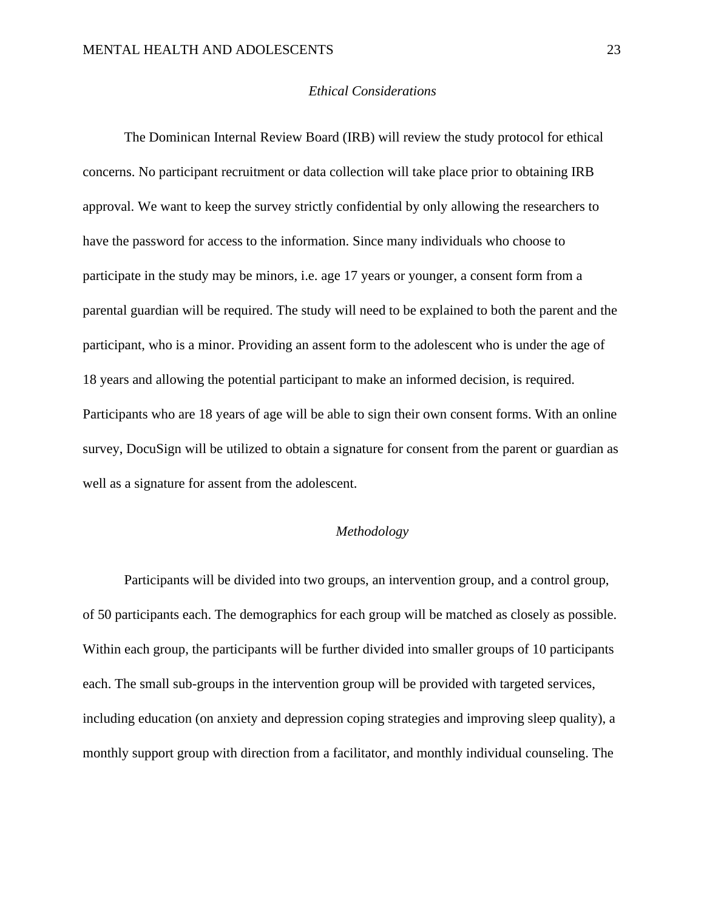### *Ethical Considerations*

The Dominican Internal Review Board (IRB) will review the study protocol for ethical concerns. No participant recruitment or data collection will take place prior to obtaining IRB approval. We want to keep the survey strictly confidential by only allowing the researchers to have the password for access to the information. Since many individuals who choose to participate in the study may be minors, i.e. age 17 years or younger, a consent form from a parental guardian will be required. The study will need to be explained to both the parent and the participant, who is a minor. Providing an assent form to the adolescent who is under the age of 18 years and allowing the potential participant to make an informed decision, is required. Participants who are 18 years of age will be able to sign their own consent forms. With an online survey, DocuSign will be utilized to obtain a signature for consent from the parent or guardian as well as a signature for assent from the adolescent.

### *Methodology*

Participants will be divided into two groups, an intervention group, and a control group, of 50 participants each. The demographics for each group will be matched as closely as possible. Within each group, the participants will be further divided into smaller groups of 10 participants each. The small sub-groups in the intervention group will be provided with targeted services, including education (on anxiety and depression coping strategies and improving sleep quality), a monthly support group with direction from a facilitator, and monthly individual counseling. The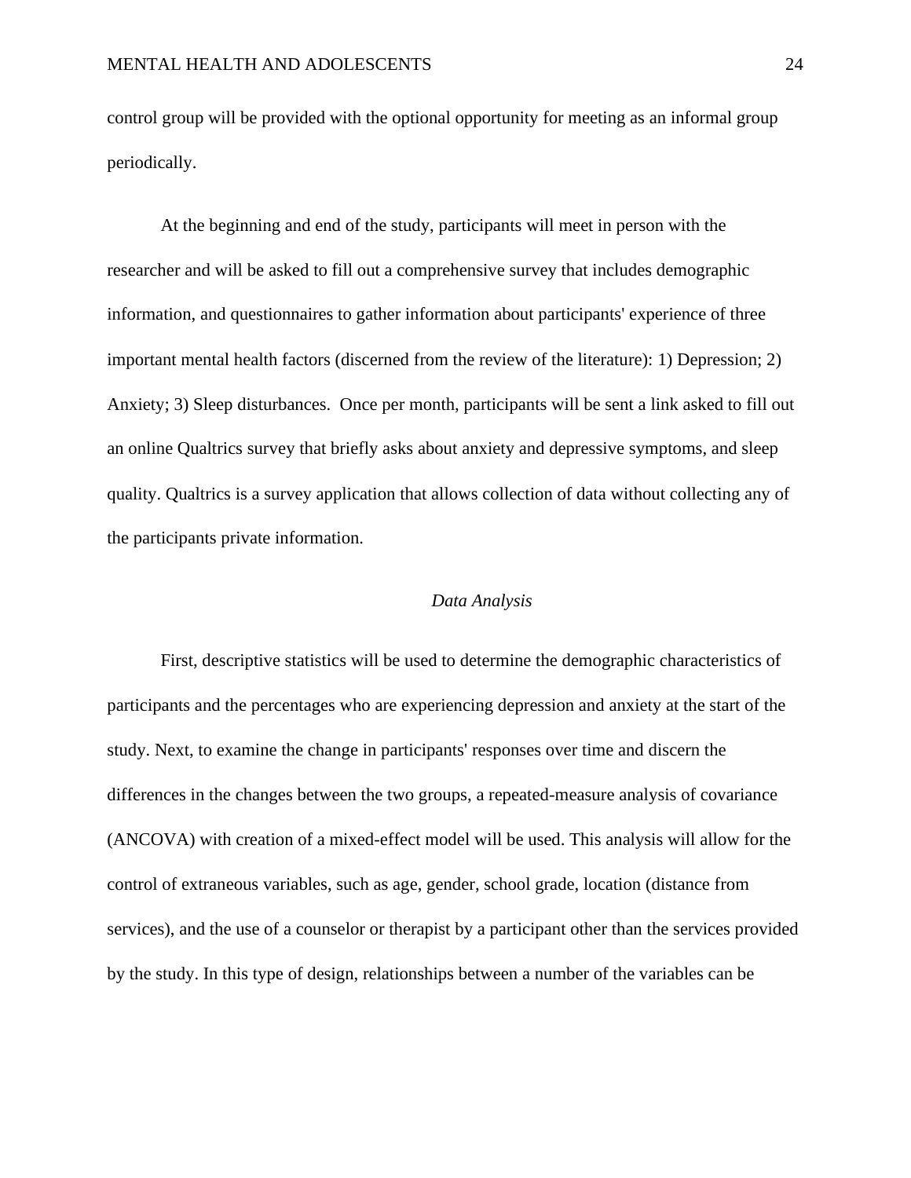control group will be provided with the optional opportunity for meeting as an informal group periodically.

At the beginning and end of the study, participants will meet in person with the researcher and will be asked to fill out a comprehensive survey that includes demographic information, and questionnaires to gather information about participants' experience of three important mental health factors (discerned from the review of the literature): 1) Depression; 2) Anxiety; 3) Sleep disturbances. Once per month, participants will be sent a link asked to fill out an online Qualtrics survey that briefly asks about anxiety and depressive symptoms, and sleep quality. Qualtrics is a survey application that allows collection of data without collecting any of the participants private information.

### *Data Analysis*

First, descriptive statistics will be used to determine the demographic characteristics of participants and the percentages who are experiencing depression and anxiety at the start of the study. Next, to examine the change in participants' responses over time and discern the differences in the changes between the two groups, a repeated-measure analysis of covariance (ANCOVA) with creation of a mixed-effect model will be used. This analysis will allow for the control of extraneous variables, such as age, gender, school grade, location (distance from services), and the use of a counselor or therapist by a participant other than the services provided by the study. In this type of design, relationships between a number of the variables can be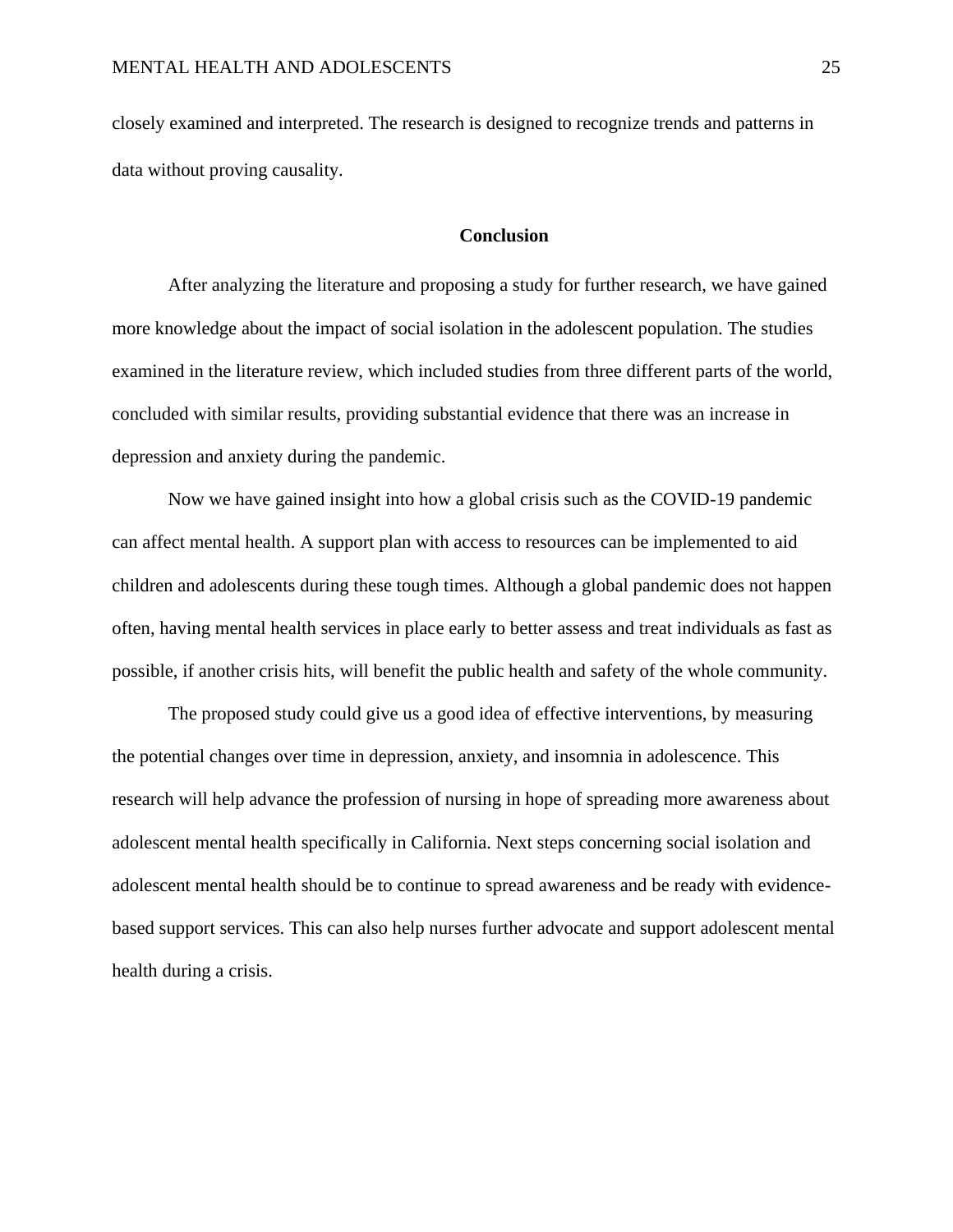closely examined and interpreted. The research is designed to recognize trends and patterns in data without proving causality.

## Conclusion

After analyzing the literature and proposing a study for further research, we have gained more knowledge about the impact of social isolation in the adolescent population. The studies examined in the literature review, which included studies from three different parts of the world, concluded with similar results, providing substantial evidence that there was an increase in depression and anxiety during the pandemic.

Now we have gained insight into how a global crisis such as the COVID-19 pandemic can affect mental health. A support plan with access to resources can be implemented to aid children and adolescents during these tough times. Although a global pandemic does not happen often, having mental health services in place early to better assess and treat individuals as fast as possible, if another crisis hits, will benefit the public health and safety of the whole community.

The proposed study could give us a good idea of effective interventions, by measuring the potential changes over time in depression, anxiety, and insomnia in adolescence. This research will help advance the profession of nursing in hope of spreading more awareness about adolescent mental health specifically in California. Next steps concerning social isolation and adolescent mental health should be to continue to spread awareness and be ready with evidence-based support services. This can also help nurses further advocate and support adolescent mental health during a crisis.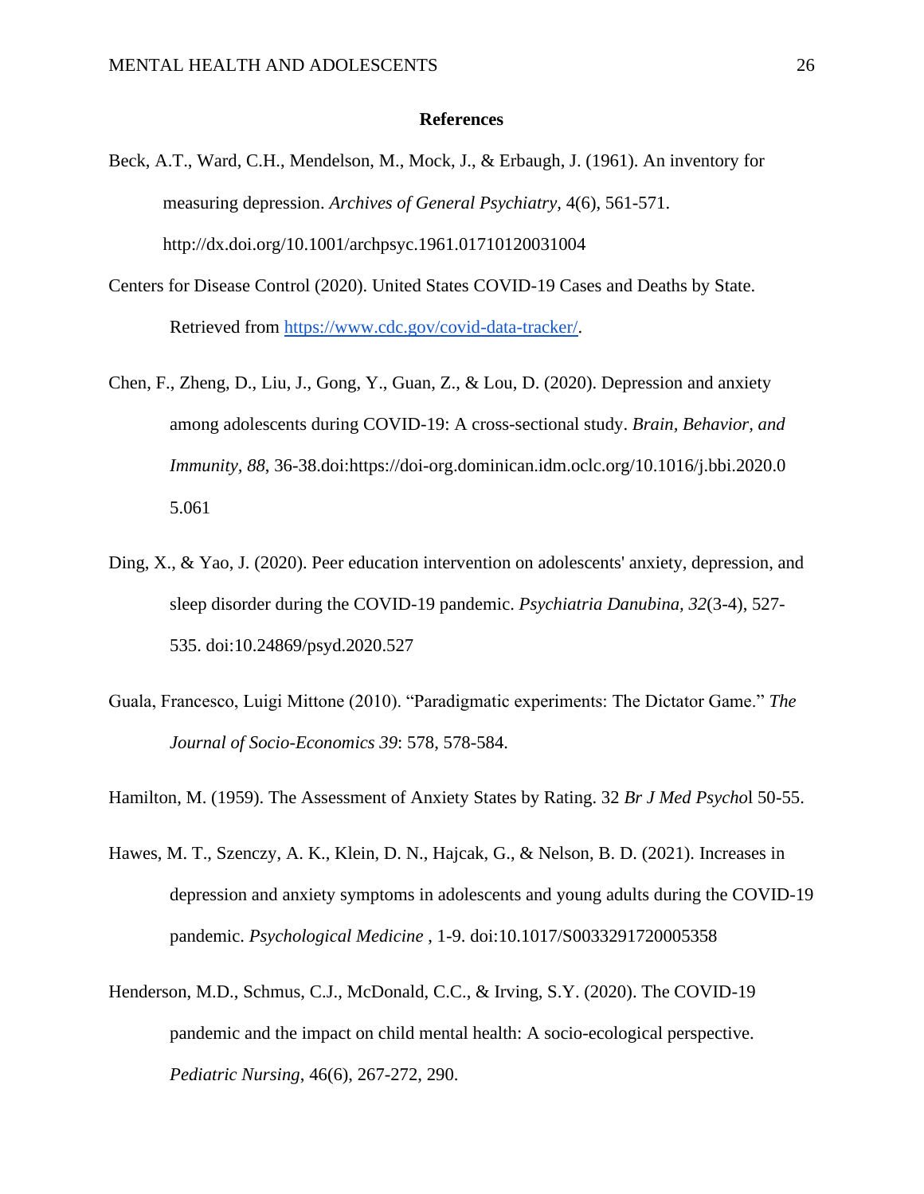**References**

Beck, A.T., Ward, C.H., Mendelson, M., Mock, J., & Erbaugh, J. (1961). An inventory for measuring depression. *Archives of General Psychiatry,* 4(6), 561-571. http://dx.doi.org/10.1001/archpsyc.1961.01710120031004

Centers for Disease Control (2020). United States COVID-19 Cases and Deaths by State. Retrieved from https://www.cdc.gov/covid-data-tracker/.

Chen, F., Zheng, D., Liu, J., Gong, Y., Guan, Z., & Lou, D. (2020). Depression and anxiety among adolescents during COVID-19: A cross-sectional study. *Brain, Behavior, and Immunity, 88,* 36-38.doi:https://doi-org.dominican.idm.oclc.org/10.1016/j.bbi.2020.05.061

Ding, X., & Yao, J. (2020). Peer education intervention on adolescents' anxiety, depression, and sleep disorder during the COVID-19 pandemic. *Psychiatria Danubina, 32*(3-4), 527-535. doi:10.24869/psyd.2020.527

Guala, Francesco, Luigi Mittone (2010). "Paradigmatic experiments: The Dictator Game." *The Journal of Socio-Economics 39*: 578, 578-584.

Hamilton, M. (1959). The Assessment of Anxiety States by Rating. 32 *Br J Med Psycho*l 50-55.

Hawes, M. T., Szenczy, A. K., Klein, D. N., Hajcak, G., & Nelson, B. D. (2021). Increases in depression and anxiety symptoms in adolescents and young adults during the COVID-19 pandemic. *Psychological Medicine* , 1-9. doi:10.1017/S0033291720005358

Henderson, M.D., Schmus, C.J., McDonald, C.C., & Irving, S.Y. (2020). The COVID-19 pandemic and the impact on child mental health: A socio-ecological perspective. *Pediatric Nursing*, 46(6), 267-272, 290.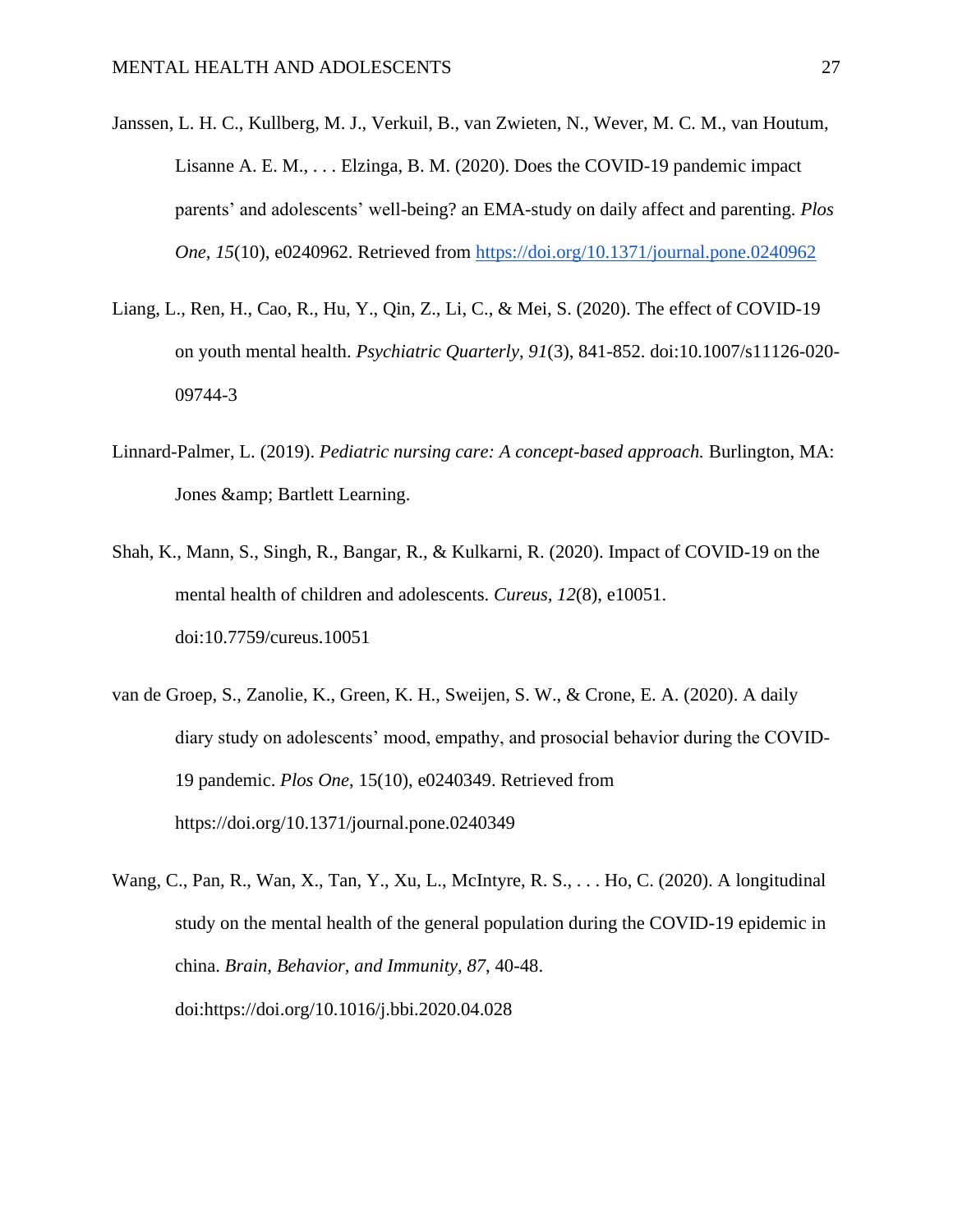Janssen, L. H. C., Kullberg, M. J., Verkuil, B., van Zwieten, N., Wever, M. C. M., van Houtum, Lisanne A. E. M., . . . Elzinga, B. M. (2020). Does the COVID-19 pandemic impact parents' and adolescents' well-being? an EMA-study on daily affect and parenting. *Plos One, 15*(10), e0240962. Retrieved from https://doi.org/10.1371/journal.pone.0240962

Liang, L., Ren, H., Cao, R., Hu, Y., Qin, Z., Li, C., & Mei, S. (2020). The effect of COVID-19 on youth mental health. *Psychiatric Quarterly, 91*(3), 841-852. doi:10.1007/s11126-020-09744-3

Linnard-Palmer, L. (2019). *Pediatric nursing care: A concept-based approach.* Burlington, MA: Jones &amp; Bartlett Learning.

Shah, K., Mann, S., Singh, R., Bangar, R., & Kulkarni, R. (2020). Impact of COVID-19 on the mental health of children and adolescents. *Cureus, 12*(8), e10051. doi:10.7759/cureus.10051

van de Groep, S., Zanolie, K., Green, K. H., Sweijen, S. W., & Crone, E. A. (2020). A daily diary study on adolescents' mood, empathy, and prosocial behavior during the COVID-19 pandemic. *Plos One*, 15(10), e0240349. Retrieved from https://doi.org/10.1371/journal.pone.0240349

Wang, C., Pan, R., Wan, X., Tan, Y., Xu, L., McIntyre, R. S., . . . Ho, C. (2020). A longitudinal study on the mental health of the general population during the COVID-19 epidemic in china. *Brain, Behavior, and Immunity, 87*, 40-48. doi:https://doi.org/10.1016/j.bbi.2020.04.028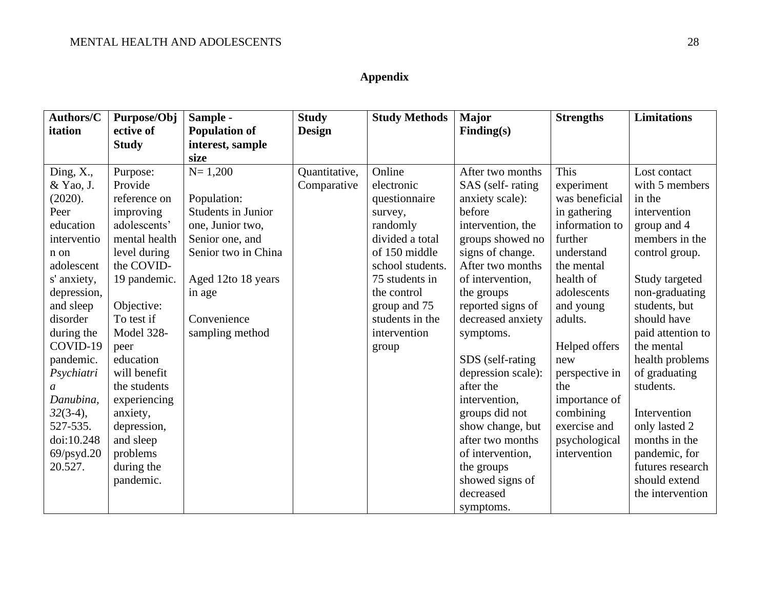## Appendix

| Authors/Citation | Purpose/Objective of Study | Sample - Population of interest, sample size | Study Design | Study Methods | Major Finding(s) | Strengths | Limitations |
|---|---|---|---|---|---|---|---|
| Ding, X., & Yao, J. (2020). Peer education intervention on adolescents' anxiety, depression, and sleep disorder during the COVID-19 pandemic. *Psychiatria Danubina, 32*(3-4), 527-535. doi:10.24869/psyd.2020.527. | Purpose: Provide reference on improving adolescents' mental health level during the COVID-19 pandemic.<br><br>Objective: To test if Model 328-peer education will benefit the students experiencing anxiety, depression, and sleep problems during the pandemic. | N= 1,200<br><br>Population: Students in Junior one, Junior two, Senior one, and Senior two in China<br><br>Aged 12to 18 years in age<br><br>Convenience sampling method | Quantitative, Comparative | Online electronic questionnaire survey, randomly divided a total of 150 middle school students. 75 students in the control group and 75 students in the intervention group | After two months SAS (self- rating anxiety scale): before intervention, the groups showed no signs of change. After two months of intervention, the groups reported signs of decreased anxiety symptoms.<br><br>SDS (self-rating depression scale): after the intervention, groups did not show change, but after two months of intervention, the groups showed signs of decreased symptoms. | This experiment was beneficial in gathering information to further understand the mental health of adolescents and young adults.<br><br>Helped offers new perspective in the importance of combining exercise and psychological intervention | Lost contact with 5 members in the intervention group and 4 members in the control group.<br><br>Study targeted non-graduating students, but should have paid attention to the mental health problems of graduating students.<br><br>Intervention only lasted 2 months in the pandemic, for futures research should extend the intervention |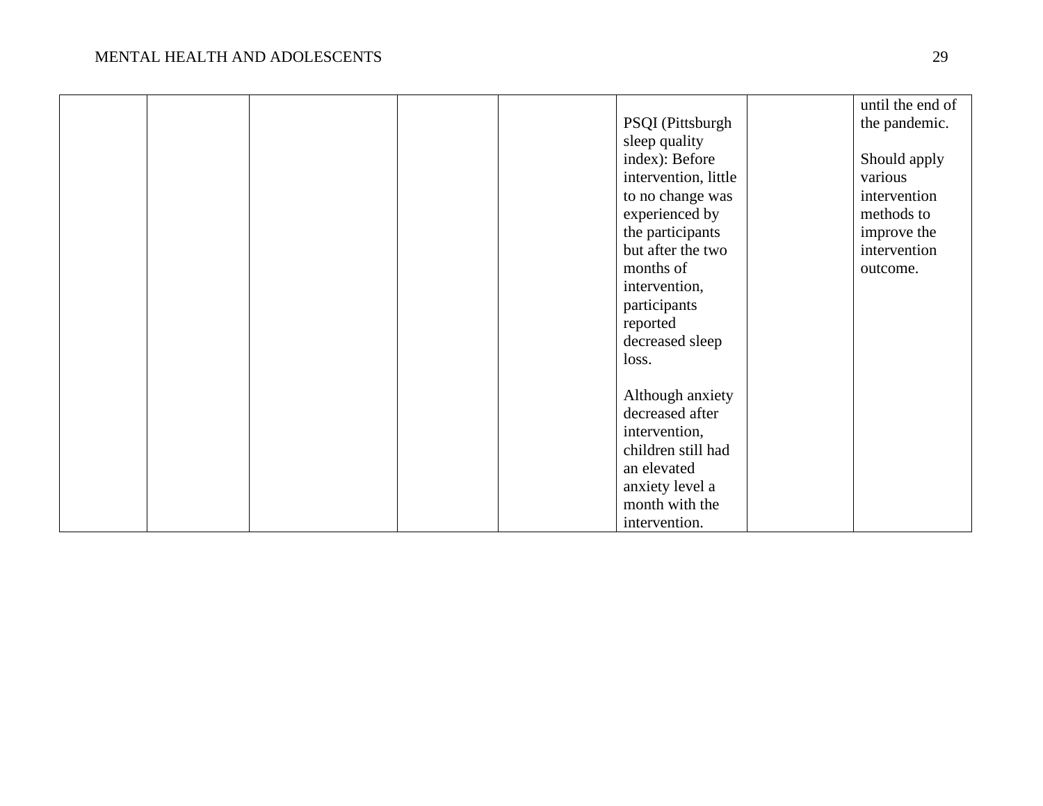| | | | | | | | |
|---|---|---|---|---|---|---|---|
| | | | | | PSQI (Pittsburgh sleep quality index): Before intervention, little to no change was experienced by the participants but after the two months of intervention, participants reported decreased sleep loss.<br><br>Although anxiety decreased after intervention, children still had an elevated anxiety level a month with the intervention. | | until the end of the pandemic.<br><br>Should apply various intervention methods to improve the intervention outcome. |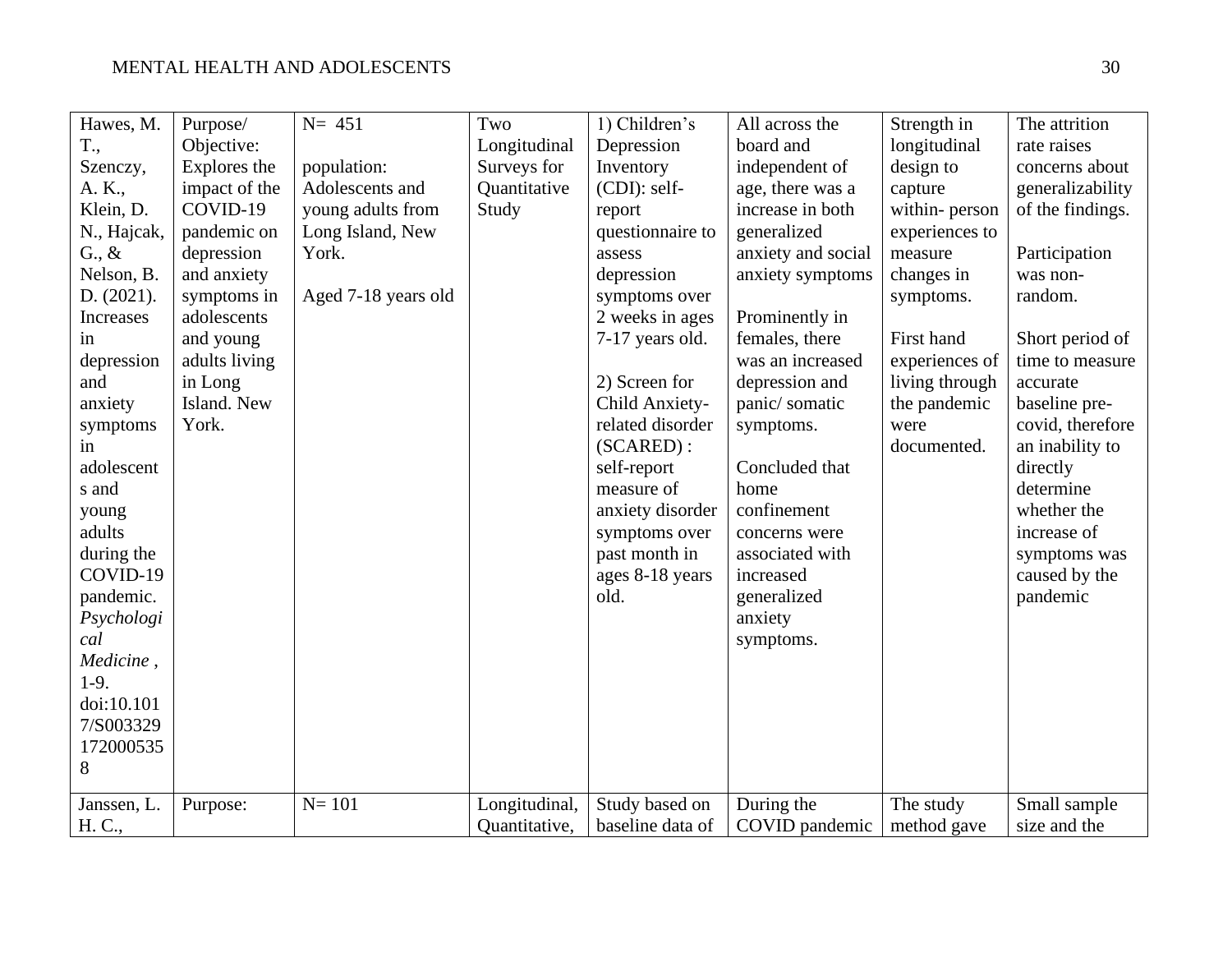| Hawes, M. T., Szenczy, A. K., Klein, D. N., Hajcak, G., & Nelson, B. D. (2021). Increases in depression and anxiety symptoms in adolescents and young adults during the COVID-19 pandemic. *Psychological Medicine* , 1-9. doi:10.1017/S0033291720005358 | Purpose/ Objective: Explores the impact of the COVID-19 pandemic on depression and anxiety symptoms in adolescents and young adults living in Long Island. New York. | N= 451<br><br>population: Adolescents and young adults from Long Island, New York.<br><br>Aged 7-18 years old | Two Longitudinal Surveys for Quantitative Study | 1) Children's Depression Inventory (CDI): self-report questionnaire to assess depression symptoms over 2 weeks in ages 7-17 years old.<br><br>2) Screen for Child Anxiety-related disorder (SCARED) : self-report measure of anxiety disorder symptoms over past month in ages 8-18 years old. | All across the board and independent of age, there was a increase in both generalized anxiety and social anxiety symptoms<br><br>Prominently in females, there was an increased depression and panic/ somatic symptoms.<br><br>Concluded that home confinement concerns were associated with increased generalized anxiety symptoms. | Strength in longitudinal design to capture within- person experiences to measure changes in symptoms.<br><br>First hand experiences of living through the pandemic were documented. | The attrition rate raises concerns about generalizability of the findings.<br><br>Participation was non-random.<br><br>Short period of time to measure accurate baseline pre-covid, therefore an inability to directly determine whether the increase of symptoms was caused by the pandemic |
|---|---|---|---|---|---|---|---|
| Janssen, L. H. C., | Purpose: | N= 101 | Longitudinal, Quantitative, | Study based on baseline data of | During the COVID pandemic | The study method gave | Small sample size and the |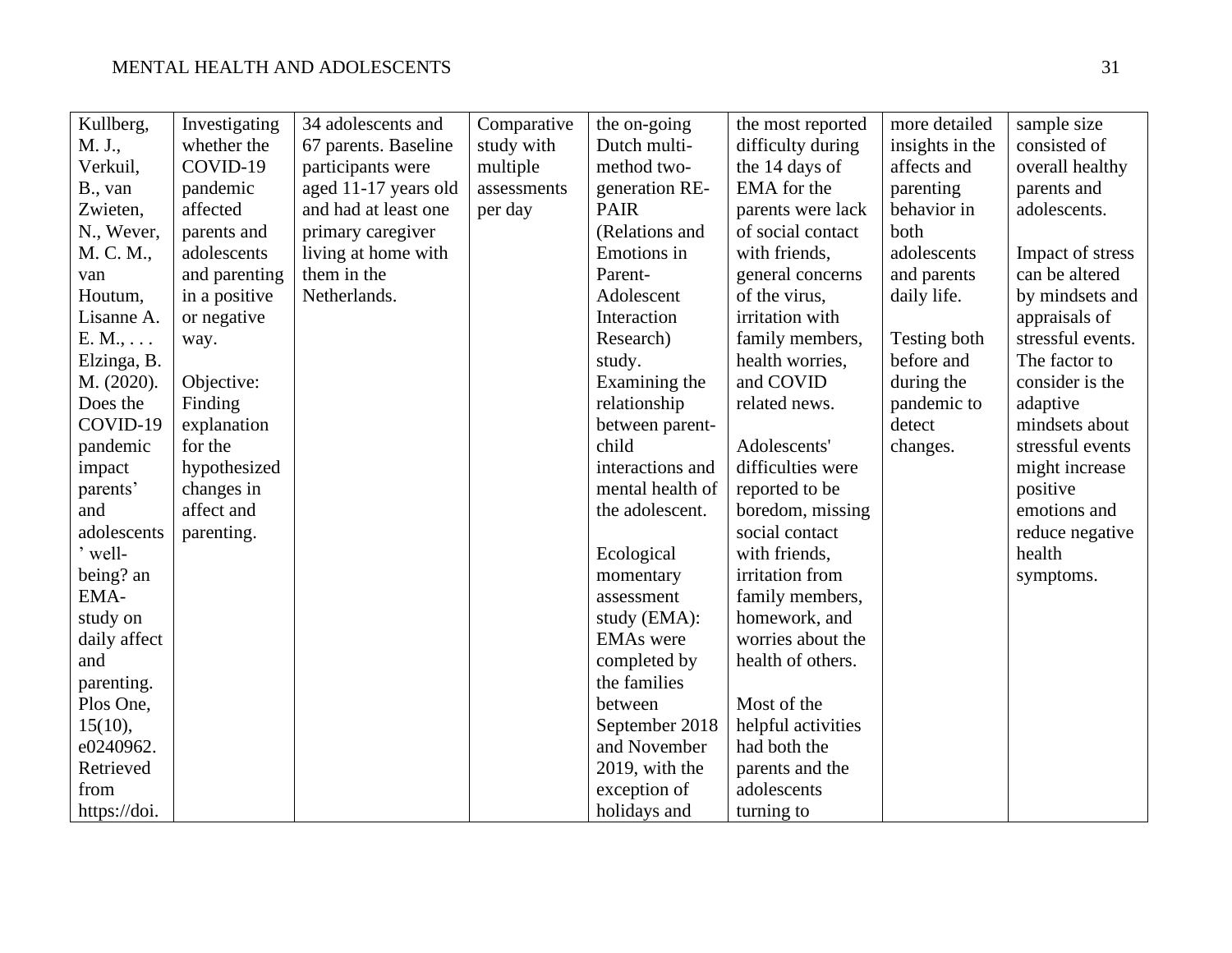| Kullberg, M. J., Verkuil, B., van Zwieten, N., Wever, M. C. M., van Houtum, Lisanne A. E. M., . . . Elzinga, B. M. (2020). Does the COVID-19 pandemic impact parents' and adolescents' well-being? an EMA-study on daily affect and parenting. Plos One, 15(10), e0240962. Retrieved from https://doi. | Investigating whether the COVID-19 pandemic affected parents and adolescents and parenting in a positive or negative way.<br><br>Objective: Finding explanation for the hypothesized changes in affect and parenting. | 34 adolescents and 67 parents. Baseline participants were aged 11-17 years old and had at least one primary caregiver living at home with them in the Netherlands. | Comparative study with multiple assessments per day | the on-going Dutch multi-method two-generation RE-PAIR (Relations and Emotions in Parent-Adolescent Interaction Research) study. Examining the relationship between parent-child interactions and mental health of the adolescent.<br><br>Ecological momentary assessment study (EMA): EMAs were completed by the families between September 2018 and November 2019, with the exception of holidays and | the most reported difficulty during the 14 days of EMA for the parents were lack of social contact with friends, general concerns of the virus, irritation with family members, health worries, and COVID related news.<br><br>Adolescents' difficulties were reported to be boredom, missing social contact with friends, irritation from family members, homework, and worries about the health of others.<br><br>Most of the helpful activities had both the parents and the adolescents turning to | more detailed insights in the affects and parenting behavior in both adolescents and parents daily life.<br><br>Testing both before and during the pandemic to detect changes. | sample size consisted of overall healthy parents and adolescents.<br><br>Impact of stress can be altered by mindsets and appraisals of stressful events. The factor to consider is the adaptive mindsets about stressful events might increase positive emotions and reduce negative health symptoms. |
|---|---|---|---|---|---|---|---|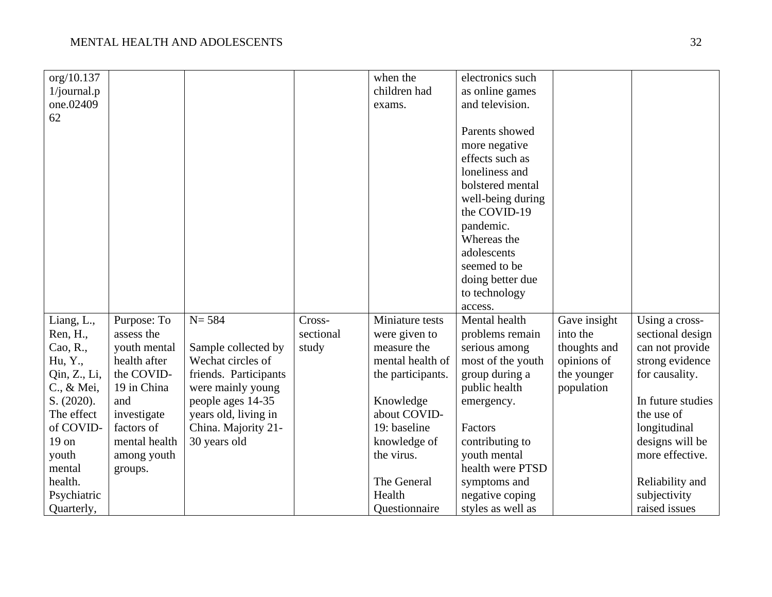| org/10.1371/journal.pone.0240962 | | | | when the children had exams. | electronics such as online games and television.<br><br>Parents showed more negative effects such as loneliness and bolstered mental well-being during the COVID-19 pandemic. Whereas the adolescents seemed to be doing better due to technology access. | | |
|---|---|---|---|---|---|---|---|
| Liang, L., Ren, H., Cao, R., Hu, Y., Qin, Z., Li, C., & Mei, S. (2020). The effect of COVID-19 on youth mental health. Psychiatric Quarterly, | Purpose: To assess the youth mental health after the COVID-19 in China and investigate factors of mental health among youth groups. | N= 584<br><br>Sample collected by Wechat circles of friends. Participants were mainly young people ages 14-35 years old, living in China. Majority 21-30 years old | Cross-sectional study | Miniature tests were given to measure the mental health of the participants.<br><br>Knowledge about COVID-19: baseline knowledge of the virus.<br><br>The General Health Questionnaire | Mental health problems remain serious among most of the youth group during a public health emergency.<br><br>Factors contributing to youth mental health were PTSD symptoms and negative coping styles as well as | Gave insight into the thoughts and opinions of the younger population | Using a cross-sectional design can not provide strong evidence for causality.<br><br>In future studies the use of longitudinal designs will be more effective.<br><br>Reliability and subjectivity raised issues |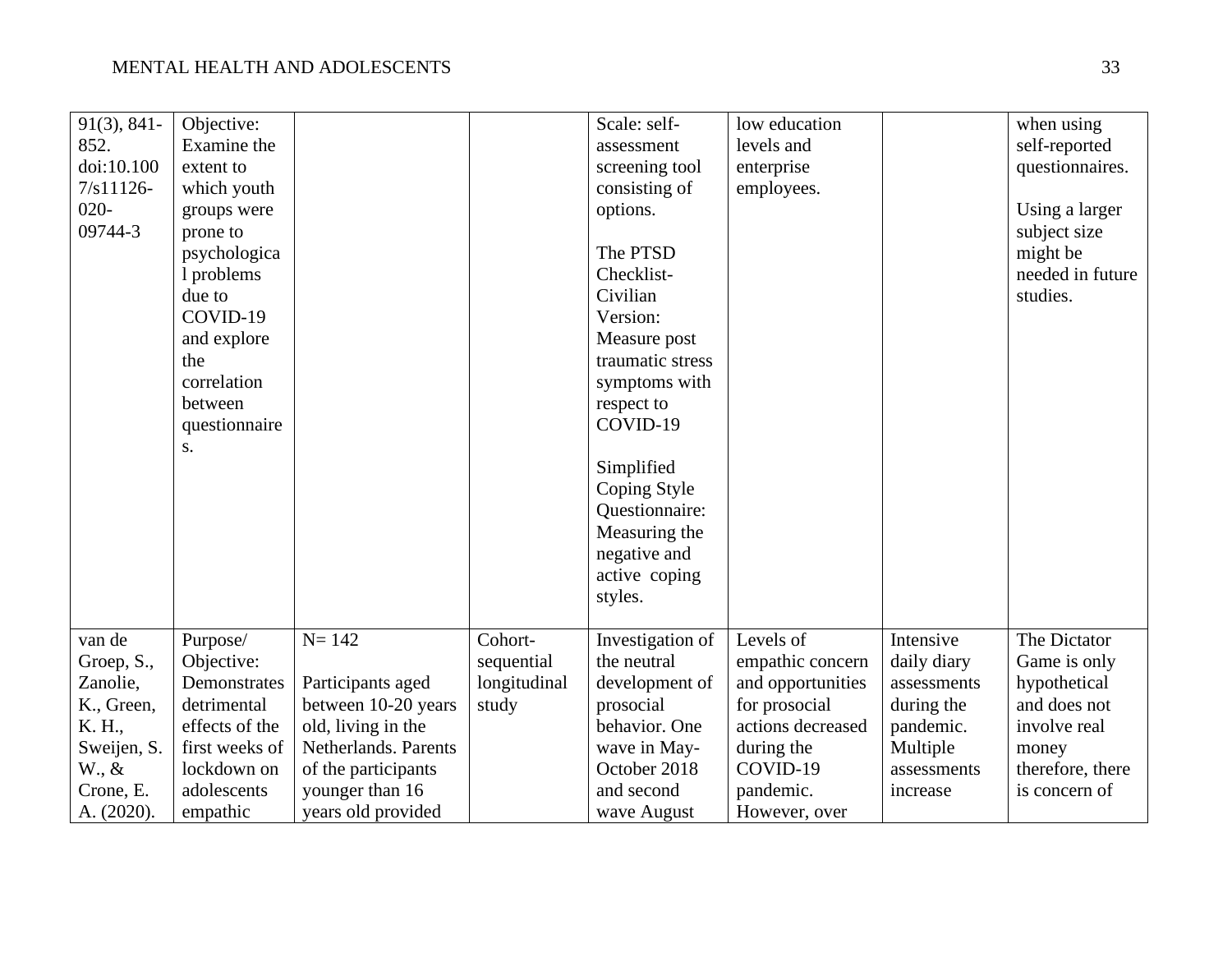| | | | | | | | |
|---|---|---|---|---|---|---|---|
| 91(3), 841-852. doi:10.1007/s11126-020-09744-3 | Objective: Examine the extent to which youth groups were prone to psychological problems due to COVID-19 and explore the correlation between questionnaires. | | | Scale: self-assessment screening tool consisting of options.<br><br>The PTSD Checklist-Civilian Version: Measure post traumatic stress symptoms with respect to COVID-19<br><br>Simplified Coping Style Questionnaire: Measuring the negative and active coping styles. | low education levels and enterprise employees. | | when using self-reported questionnaires.<br><br>Using a larger subject size might be needed in future studies. |
| van de Groep, S., Zanolie, K., Green, K. H., Sweijen, S. W., & Crone, E. A. (2020). | Purpose/ Objective: Demonstrates detrimental effects of the first weeks of lockdown on adolescents empathic | N= 142<br><br>Participants aged between 10-20 years old, living in the Netherlands. Parents of the participants younger than 16 years old provided | Cohort-sequential longitudinal study | Investigation of the neutral development of prosocial behavior. One wave in May-October 2018 and second wave August | Levels of empathic concern and opportunities for prosocial actions decreased during the COVID-19 pandemic. However, over | Intensive daily diary assessments during the pandemic. Multiple assessments increase | The Dictator Game is only hypothetical and does not involve real money therefore, there is concern of |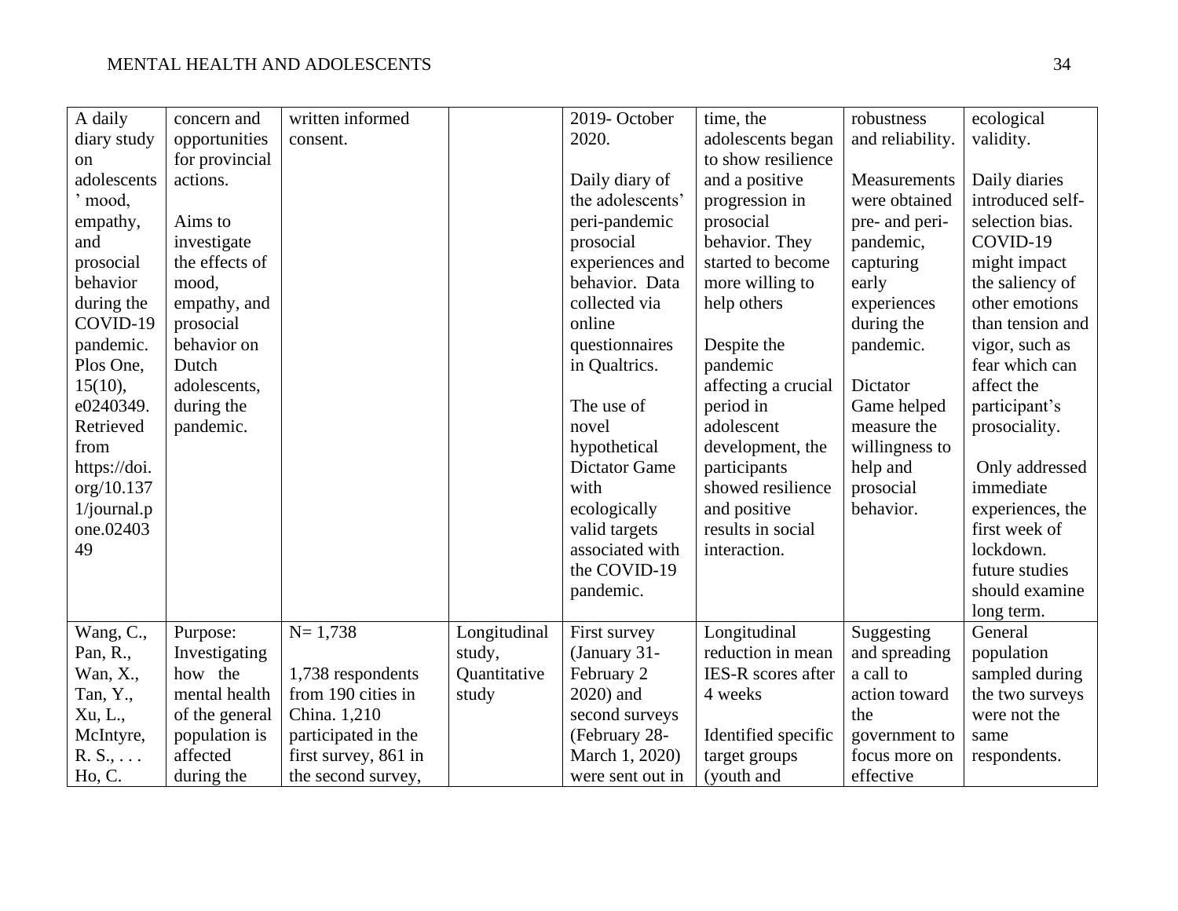| | | | | | | | |
|---|---|---|---|---|---|---|---|
| A daily diary study on adolescents' mood, empathy, and prosocial behavior during the COVID-19 pandemic. Plos One, 15(10), e0240349. Retrieved from https://doi.org/10.1371/journal.pone.0240349 | concern and opportunities for provincial actions.<br><br>Aims to investigate the effects of mood, empathy, and prosocial behavior on Dutch adolescents, during the pandemic. | written informed consent. | | 2019- October 2020.<br><br>Daily diary of the adolescents' peri-pandemic prosocial experiences and behavior. Data collected via online questionnaires in Qualtrics.<br><br>The use of novel hypothetical Dictator Game with ecologically valid targets associated with the COVID-19 pandemic. | time, the adolescents began to show resilience and a positive progression in prosocial behavior. They started to become more willing to help others<br><br>Despite the pandemic affecting a crucial period in adolescent development, the participants showed resilience and positive results in social interaction. | robustness and reliability.<br><br>Measurements were obtained pre- and peri-pandemic, capturing early experiences during the pandemic.<br><br>Dictator Game helped measure the willingness to help and prosocial behavior. | ecological validity.<br><br>Daily diaries introduced self-selection bias. COVID-19 might impact the saliency of other emotions than tension and vigor, such as fear which can affect the participant's prosociality.<br><br>Only addressed immediate experiences, the first week of lockdown. future studies should examine long term. |
| Wang, C., Pan, R., Wan, X., Tan, Y., Xu, L., McIntyre, R. S., . . . Ho, C. | Purpose: Investigating how the mental health of the general population is affected during the | N= 1,738<br><br>1,738 respondents from 190 cities in China. 1,210 participated in the first survey, 861 in the second survey, | Longitudinal study, Quantitative study | First survey (January 31- February 2 2020) and second surveys (February 28- March 1, 2020) were sent out in | Longitudinal reduction in mean IES-R scores after 4 weeks<br><br>Identified specific target groups (youth and | Suggesting and spreading a call to action toward the government to focus more on effective | General population sampled during the two surveys were not the same respondents. |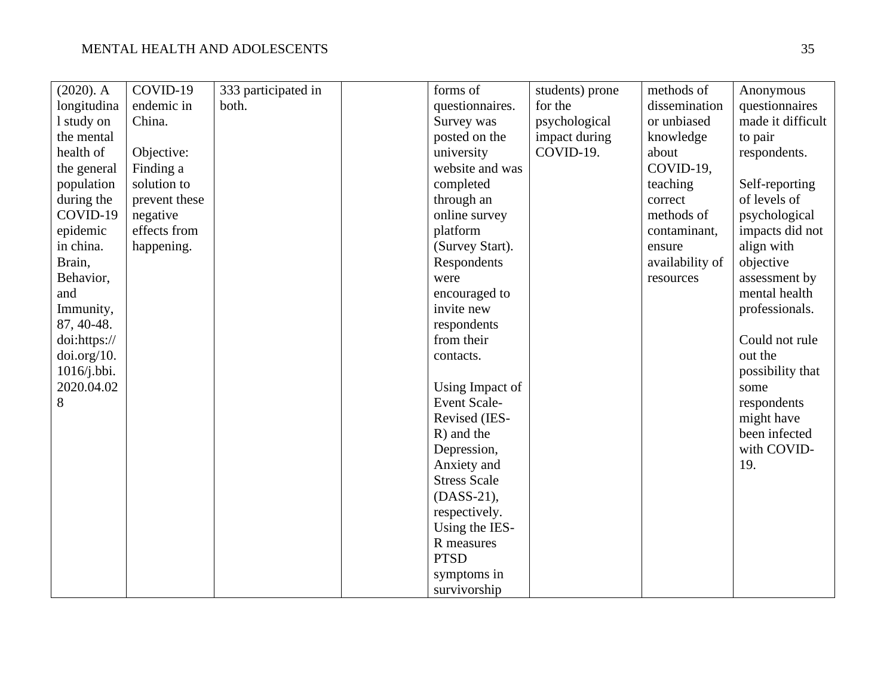| | | | | | | | |
|---|---|---|---|---|---|---|---|
| (2020). A longitudinal study on the mental health of the general population during the COVID-19 epidemic in china. Brain, Behavior, and Immunity, 87, 40-48. doi:https://doi.org/10.1016/j.bbi.2020.04.028 | COVID-19 endemic in China.<br><br>Objective: Finding a solution to prevent these negative effects from happening. | 333 participated in both. | | forms of questionnaires. Survey was posted on the university website and was completed through an online survey platform (Survey Start). Respondents were encouraged to invite new respondents from their contacts.<br><br>Using Impact of Event Scale-Revised (IES-R) and the Depression, Anxiety and Stress Scale (DASS-21), respectively. Using the IES-R measures PTSD symptoms in survivorship | students) prone for the psychological impact during COVID-19. | methods of dissemination or unbiased knowledge about COVID-19, teaching correct methods of contaminant, ensure availability of resources | Anonymous questionnaires made it difficult to pair respondents.<br><br>Self-reporting of levels of psychological impacts did not align with objective assessment by mental health professionals.<br><br>Could not rule out the possibility that some respondents might have been infected with COVID-19. |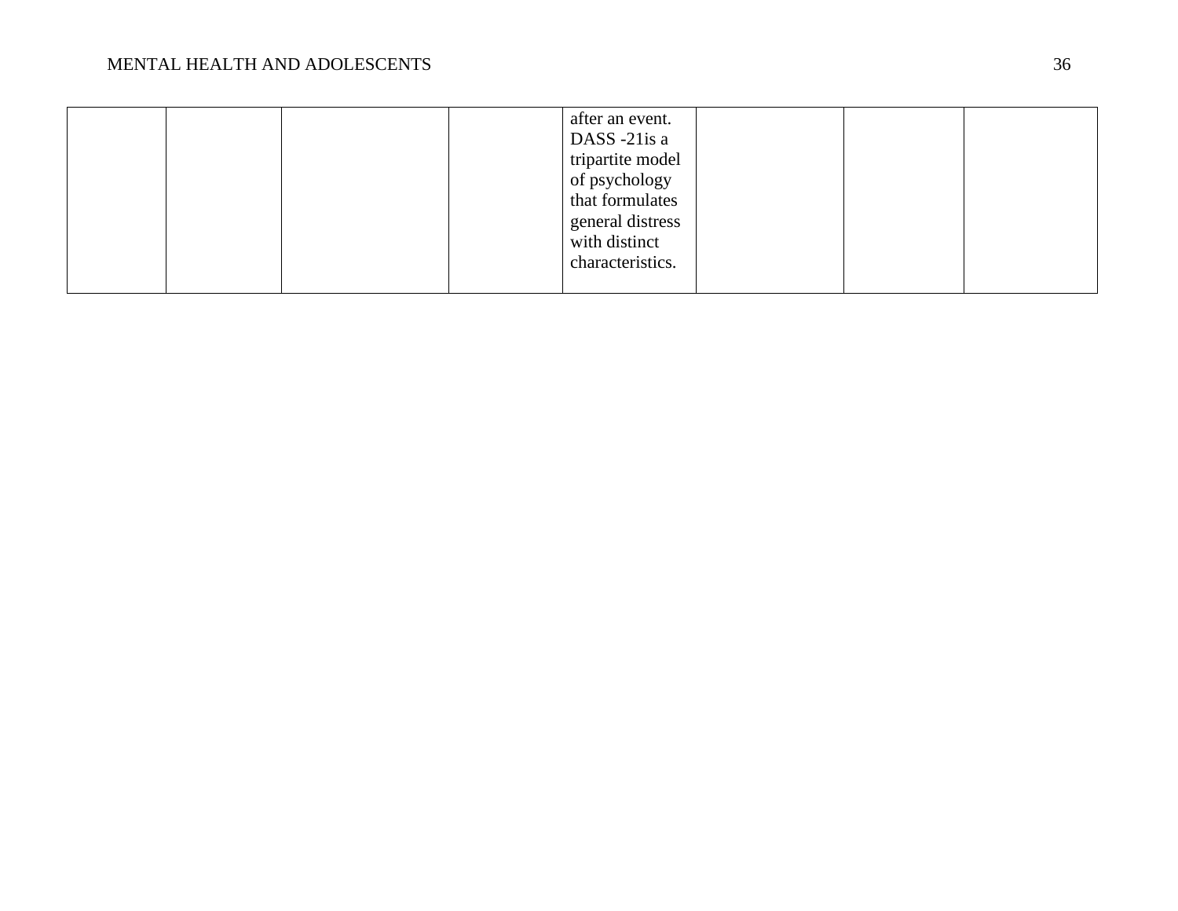| | | | | | | | | |
|---|---|---|---|---|---|---|---|---|
| | | | | after an event. DASS -21is a tripartite model of psychology that formulates general distress with distinct characteristics. | | | | |